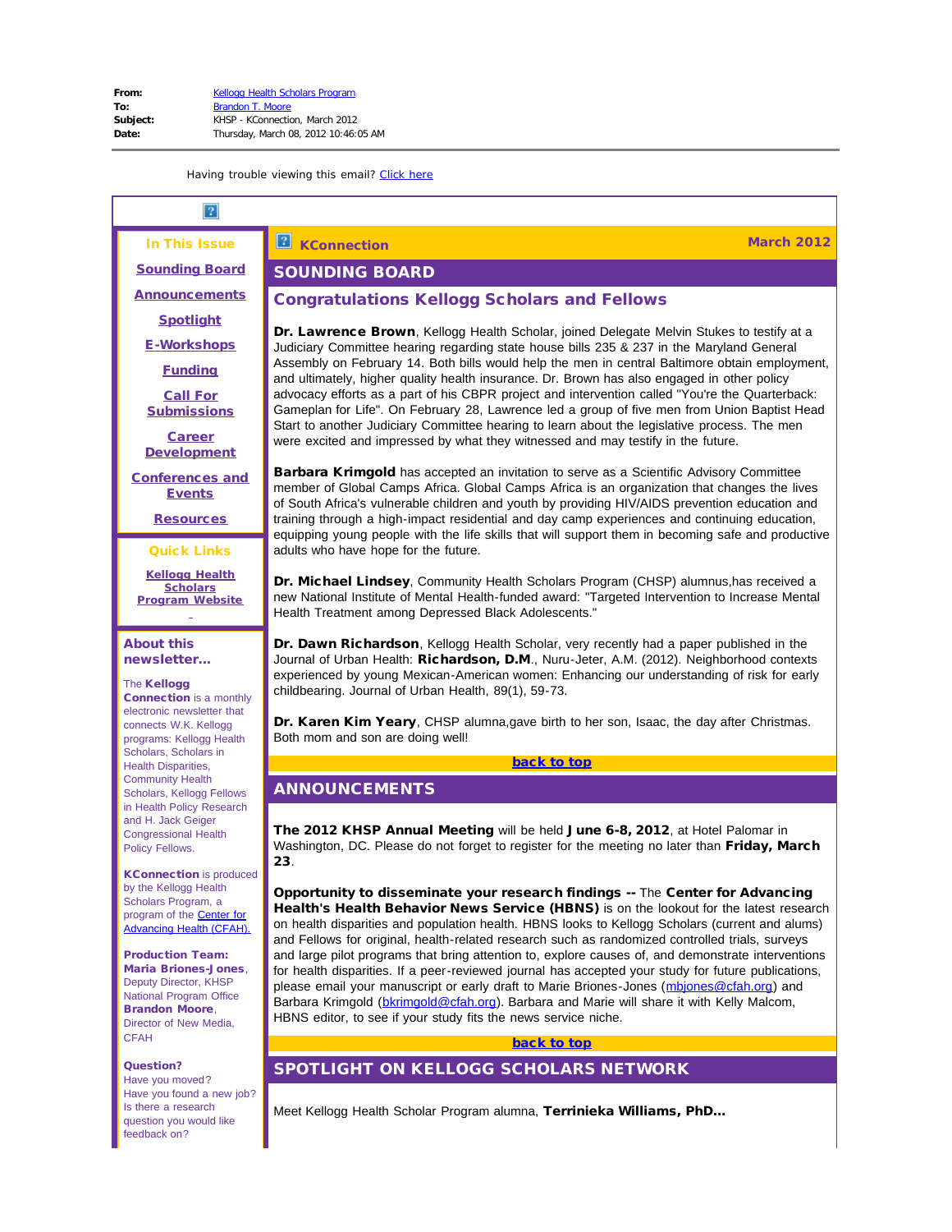**From:** Kellogg Health Scholars Program
**To:** Brandon T. Moore
**Subject:** KHSP - KConnection, March 2012
**Date:** Thursday, March 08, 2012 10:46:05 AM

Having trouble viewing this email? Click here

# KConnection

March 2012

## SOUNDING BOARD

### Congratulations Kellogg Scholars and Fellows

**Dr. Lawrence Brown**, Kellogg Health Scholar, joined Delegate Melvin Stukes to testify at a Judiciary Committee hearing regarding state house bills 235 & 237 in the Maryland General Assembly on February 14. Both bills would help the men in central Baltimore obtain employment, and ultimately, higher quality health insurance. Dr. Brown has also engaged in other policy advocacy efforts as a part of his CBPR project and intervention called "You're the Quarterback: Gameplan for Life". On February 28, Lawrence led a group of five men from Union Baptist Head Start to another Judiciary Committee hearing to learn about the legislative process. The men were excited and impressed by what they witnessed and may testify in the future.

**Barbara Krimgold** has accepted an invitation to serve as a Scientific Advisory Committee member of Global Camps Africa. Global Camps Africa is an organization that changes the lives of South Africa's vulnerable children and youth by providing HIV/AIDS prevention education and training through a high-impact residential and day camp experiences and continuing education, equipping young people with the life skills that will support them in becoming safe and productive adults who have hope for the future.

**Dr. Michael Lindsey**, Community Health Scholars Program (CHSP) alumnus,has received a new National Institute of Mental Health-funded award: "Targeted Intervention to Increase Mental Health Treatment among Depressed Black Adolescents."

**Dr. Dawn Richardson**, Kellogg Health Scholar, very recently had a paper published in the Journal of Urban Health: **Richardson, D.M**., Nuru-Jeter, A.M. (2012). Neighborhood contexts experienced by young Mexican-American women: Enhancing our understanding of risk for early childbearing. Journal of Urban Health, 89(1), 59-73.

**Dr. Karen Kim Yeary**, CHSP alumna,gave birth to her son, Isaac, the day after Christmas. Both mom and son are doing well!

back to top

## ANNOUNCEMENTS

**The 2012 KHSP Annual Meeting** will be held **June 6-8, 2012**, at Hotel Palomar in Washington, DC. Please do not forget to register for the meeting no later than **Friday, March 23**.

**Opportunity to disseminate your research findings --** The **Center for Advancing Health's Health Behavior News Service (HBNS)** is on the lookout for the latest research on health disparities and population health. HBNS looks to Kellogg Scholars (current and alums) and Fellows for original, health-related research such as randomized controlled trials, surveys and large pilot programs that bring attention to, explore causes of, and demonstrate interventions for health disparities. If a peer-reviewed journal has accepted your study for future publications, please email your manuscript or early draft to Marie Briones-Jones (mbjones@cfah.org) and Barbara Krimgold (bkrimgold@cfah.org). Barbara and Marie will share it with Kelly Malcom, HBNS editor, to see if your study fits the news service niche.

back to top

## SPOTLIGHT ON KELLOGG SCHOLARS NETWORK

Meet Kellogg Health Scholar Program alumna, **Terrinieka Williams, PhD...**

---

**In This Issue**

- Sounding Board
- Announcements
- Spotlight
- E-Workshops
- Funding
- Call For Submissions
- Career Development
- Conferences and Events
- Resources

**Quick Links**

- Kellogg Health Scholars Program Website

**About this newsletter...**

The **Kellogg Connection** is a monthly electronic newsletter that connects W.K. Kellogg programs: Kellogg Health Scholars, Scholars in Health Disparities, Community Health Scholars, Kellogg Fellows in Health Policy Research and H. Jack Geiger Congressional Health Policy Fellows.

**KConnection** is produced by the Kellogg Health Scholars Program, a program of the Center for Advancing Health (CFAH).

**Production Team:**
**Maria Briones-Jones**, Deputy Director, KHSP National Program Office
**Brandon Moore**, Director of New Media, CFAH

**Question?**
Have you moved?
Have you found a new job?
Is there a research question you would like feedback on?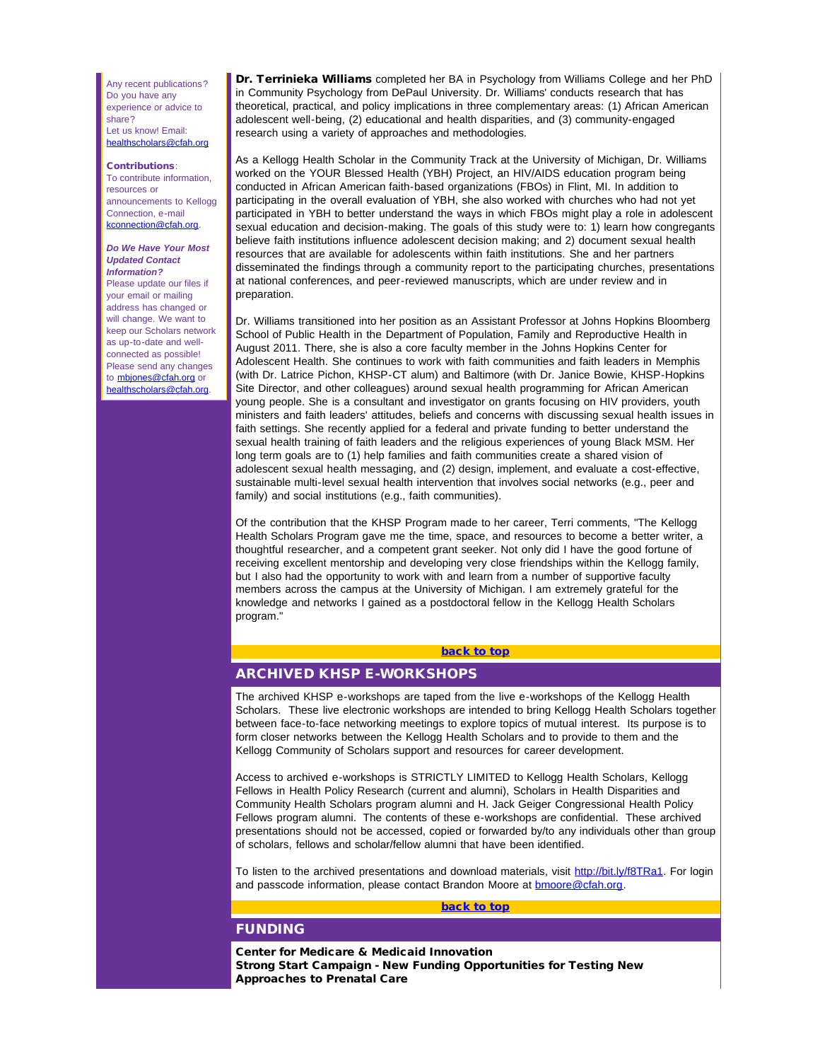Any recent publications? Do you have any experience or advice to share?
Let us know! Email: healthscholars@cfah.org

**Contributions**:
To contribute information, resources or announcements to Kellogg Connection, e-mail kconnection@cfah.org.

***Do We Have Your Most Updated Contact Information?***
Please update our files if your email or mailing address has changed or will change. We want to keep our Scholars network as up-to-date and well-connected as possible! Please send any changes to mbjones@cfah.org or healthscholars@cfah.org.

**Dr. Terrinieka Williams** completed her BA in Psychology from Williams College and her PhD in Community Psychology from DePaul University. Dr. Williams' conducts research that has theoretical, practical, and policy implications in three complementary areas: (1) African American adolescent well-being, (2) educational and health disparities, and (3) community-engaged research using a variety of approaches and methodologies.

As a Kellogg Health Scholar in the Community Track at the University of Michigan, Dr. Williams worked on the YOUR Blessed Health (YBH) Project, an HIV/AIDS education program being conducted in African American faith-based organizations (FBOs) in Flint, MI. In addition to participating in the overall evaluation of YBH, she also worked with churches who had not yet participated in YBH to better understand the ways in which FBOs might play a role in adolescent sexual education and decision-making. The goals of this study were to: 1) learn how congregants believe faith institutions influence adolescent decision making; and 2) document sexual health resources that are available for adolescents within faith institutions. She and her partners disseminated the findings through a community report to the participating churches, presentations at national conferences, and peer-reviewed manuscripts, which are under review and in preparation.

Dr. Williams transitioned into her position as an Assistant Professor at Johns Hopkins Bloomberg School of Public Health in the Department of Population, Family and Reproductive Health in August 2011. There, she is also a core faculty member in the Johns Hopkins Center for Adolescent Health. She continues to work with faith communities and faith leaders in Memphis (with Dr. Latrice Pichon, KHSP-CT alum) and Baltimore (with Dr. Janice Bowie, KHSP-Hopkins Site Director, and other colleagues) around sexual health programming for African American young people. She is a consultant and investigator on grants focusing on HIV providers, youth ministers and faith leaders' attitudes, beliefs and concerns with discussing sexual health issues in faith settings. She recently applied for a federal and private funding to better understand the sexual health training of faith leaders and the religious experiences of young Black MSM. Her long term goals are to (1) help families and faith communities create a shared vision of adolescent sexual health messaging, and (2) design, implement, and evaluate a cost-effective, sustainable multi-level sexual health intervention that involves social networks (e.g., peer and family) and social institutions (e.g., faith communities).

Of the contribution that the KHSP Program made to her career, Terri comments, "The Kellogg Health Scholars Program gave me the time, space, and resources to become a better writer, a thoughtful researcher, and a competent grant seeker. Not only did I have the good fortune of receiving excellent mentorship and developing very close friendships within the Kellogg family, but I also had the opportunity to work with and learn from a number of supportive faculty members across the campus at the University of Michigan. I am extremely grateful for the knowledge and networks I gained as a postdoctoral fellow in the Kellogg Health Scholars program."

**back to top**

## ARCHIVED KHSP E-WORKSHOPS

The archived KHSP e-workshops are taped from the live e-workshops of the Kellogg Health Scholars. These live electronic workshops are intended to bring Kellogg Health Scholars together between face-to-face networking meetings to explore topics of mutual interest. Its purpose is to form closer networks between the Kellogg Health Scholars and to provide to them and the Kellogg Community of Scholars support and resources for career development.

Access to archived e-workshops is STRICTLY LIMITED to Kellogg Health Scholars, Kellogg Fellows in Health Policy Research (current and alumni), Scholars in Health Disparities and Community Health Scholars program alumni and H. Jack Geiger Congressional Health Policy Fellows program alumni. The contents of these e-workshops are confidential. These archived presentations should not be accessed, copied or forwarded by/to any individuals other than group of scholars, fellows and scholar/fellow alumni that have been identified.

To listen to the archived presentations and download materials, visit http://bit.ly/f8TRa1. For login and passcode information, please contact Brandon Moore at bmoore@cfah.org.

**back to top**

## FUNDING

**Center for Medicare & Medicaid Innovation**
**Strong Start Campaign - New Funding Opportunities for Testing New Approaches to Prenatal Care**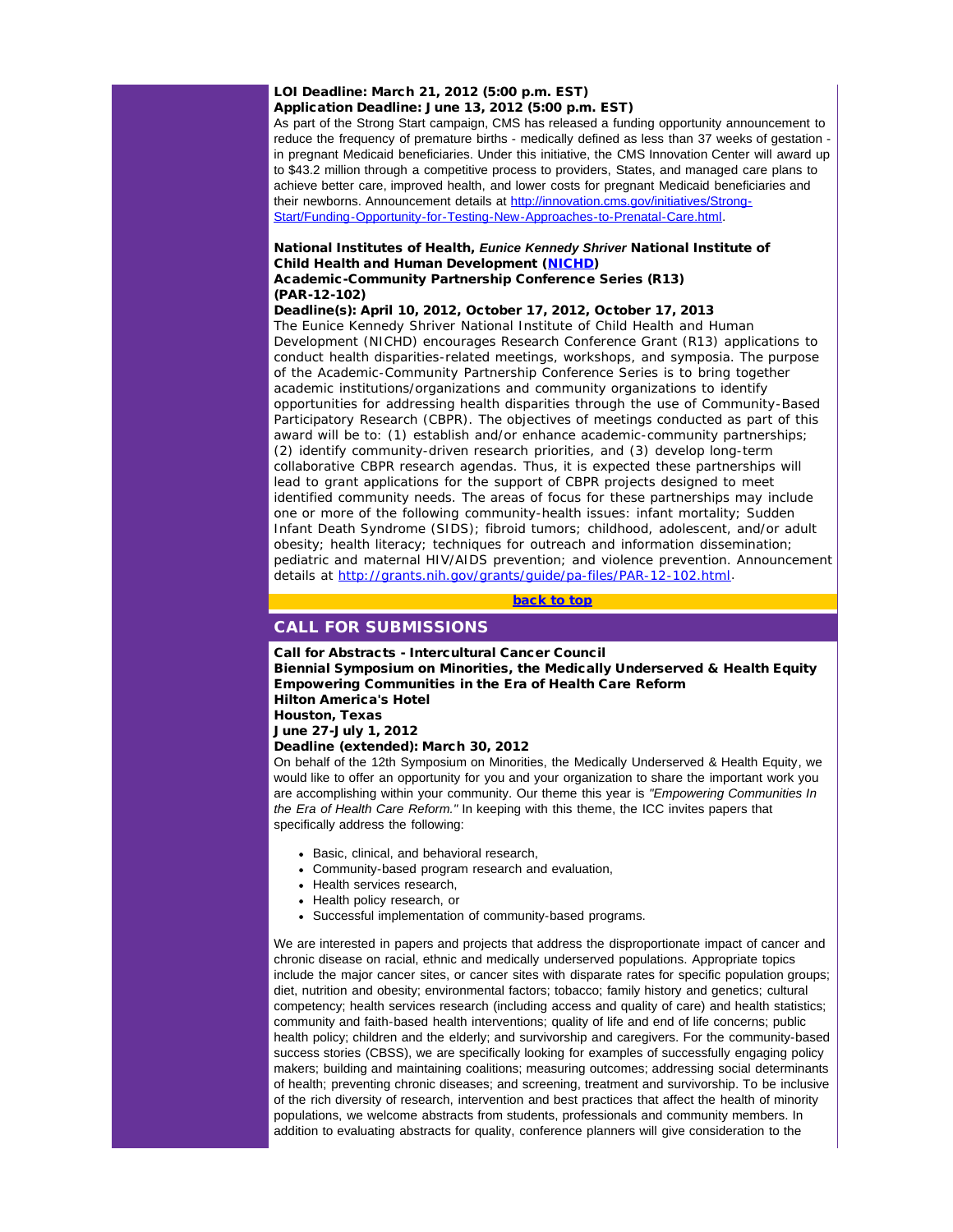**LOI Deadline: March 21, 2012 (5:00 p.m. EST)**
**Application Deadline: June 13, 2012 (5:00 p.m. EST)**

As part of the Strong Start campaign, CMS has released a funding opportunity announcement to reduce the frequency of premature births - medically defined as less than 37 weeks of gestation - in pregnant Medicaid beneficiaries. Under this initiative, the CMS Innovation Center will award up to $43.2 million through a competitive process to providers, States, and managed care plans to achieve better care, improved health, and lower costs for pregnant Medicaid beneficiaries and their newborns. Announcement details at [http://innovation.cms.gov/initiatives/Strong-Start/Funding-Opportunity-for-Testing-New-Approaches-to-Prenatal-Care.html](http://innovation.cms.gov/initiatives/Strong-Start/Funding-Opportunity-for-Testing-New-Approaches-to-Prenatal-Care.html).

**National Institutes of Health, *Eunice Kennedy Shriver* National Institute of Child Health and Human Development ([NICHD](#))**
**Academic-Community Partnership Conference Series (R13) (PAR-12-102)**
**Deadline(s): April 10, 2012, October 17, 2012, October 17, 2013**

The Eunice Kennedy Shriver National Institute of Child Health and Human Development (NICHD) encourages Research Conference Grant (R13) applications to conduct health disparities-related meetings, workshops, and symposia. The purpose of the Academic-Community Partnership Conference Series is to bring together academic institutions/organizations and community organizations to identify opportunities for addressing health disparities through the use of Community-Based Participatory Research (CBPR). The objectives of meetings conducted as part of this award will be to: (1) establish and/or enhance academic-community partnerships; (2) identify community-driven research priorities, and (3) develop long-term collaborative CBPR research agendas. Thus, it is expected these partnerships will lead to grant applications for the support of CBPR projects designed to meet identified community needs. The areas of focus for these partnerships may include one or more of the following community-health issues: infant mortality; Sudden Infant Death Syndrome (SIDS); fibroid tumors; childhood, adolescent, and/or adult obesity; health literacy; techniques for outreach and information dissemination; pediatric and maternal HIV/AIDS prevention; and violence prevention. Announcement details at [http://grants.nih.gov/grants/guide/pa-files/PAR-12-102.html](http://grants.nih.gov/grants/guide/pa-files/PAR-12-102.html).

[back to top](#)

## CALL FOR SUBMISSIONS

**Call for Abstracts - Intercultural Cancer Council**
**Biennial Symposium on Minorities, the Medically Underserved & Health Equity**
**Empowering Communities in the Era of Health Care Reform**
**Hilton America's Hotel**
**Houston, Texas**
**June 27-July 1, 2012**
**Deadline (extended): March 30, 2012**

On behalf of the 12th Symposium on Minorities, the Medically Underserved & Health Equity, we would like to offer an opportunity for you and your organization to share the important work you are accomplishing within your community. Our theme this year is *"Empowering Communities In the Era of Health Care Reform."* In keeping with this theme, the ICC invites papers that specifically address the following:

- Basic, clinical, and behavioral research,
- Community-based program research and evaluation,
- Health services research,
- Health policy research, or
- Successful implementation of community-based programs.

We are interested in papers and projects that address the disproportionate impact of cancer and chronic disease on racial, ethnic and medically underserved populations. Appropriate topics include the major cancer sites, or cancer sites with disparate rates for specific population groups; diet, nutrition and obesity; environmental factors; tobacco; family history and genetics; cultural competency; health services research (including access and quality of care) and health statistics; community and faith-based health interventions; quality of life and end of life concerns; public health policy; children and the elderly; and survivorship and caregivers. For the community-based success stories (CBSS), we are specifically looking for examples of successfully engaging policy makers; building and maintaining coalitions; measuring outcomes; addressing social determinants of health; preventing chronic diseases; and screening, treatment and survivorship. To be inclusive of the rich diversity of research, intervention and best practices that affect the health of minority populations, we welcome abstracts from students, professionals and community members. In addition to evaluating abstracts for quality, conference planners will give consideration to the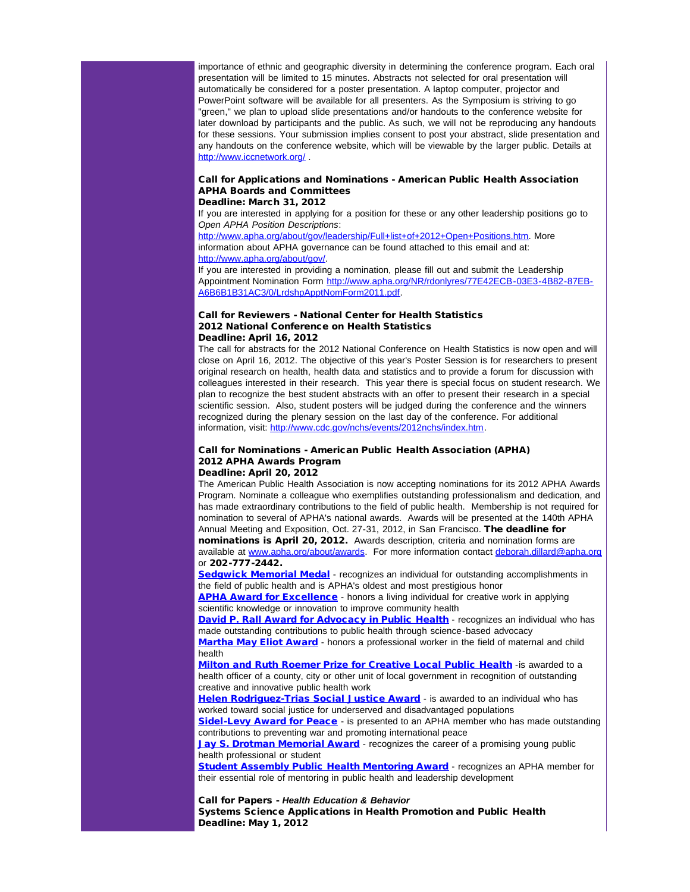importance of ethnic and geographic diversity in determining the conference program. Each oral presentation will be limited to 15 minutes. Abstracts not selected for oral presentation will automatically be considered for a poster presentation. A laptop computer, projector and PowerPoint software will be available for all presenters. As the Symposium is striving to go "green," we plan to upload slide presentations and/or handouts to the conference website for later download by participants and the public. As such, we will not be reproducing any handouts for these sessions. Your submission implies consent to post your abstract, slide presentation and any handouts on the conference website, which will be viewable by the larger public. Details at http://www.iccnetwork.org/ .

**Call for Applications and Nominations - American Public Health Association APHA Boards and Committees**
**Deadline: March 31, 2012**

If you are interested in applying for a position for these or any other leadership positions go to *Open APHA Position Descriptions*: http://www.apha.org/about/gov/leadership/Full+list+of+2012+Open+Positions.htm. More information about APHA governance can be found attached to this email and at: http://www.apha.org/about/gov/.

If you are interested in providing a nomination, please fill out and submit the Leadership Appointment Nomination Form http://www.apha.org/NR/rdonlyres/77E42ECB-03E3-4B82-87EB-A6B6B1B31AC3/0/LrdshpApptNomForm2011.pdf.

**Call for Reviewers - National Center for Health Statistics 2012 National Conference on Health Statistics**
**Deadline: April 16, 2012**

The call for abstracts for the 2012 National Conference on Health Statistics is now open and will close on April 16, 2012. The objective of this year's Poster Session is for researchers to present original research on health, health data and statistics and to provide a forum for discussion with colleagues interested in their research. This year there is special focus on student research. We plan to recognize the best student abstracts with an offer to present their research in a special scientific session. Also, student posters will be judged during the conference and the winners recognized during the plenary session on the last day of the conference. For additional information, visit: http://www.cdc.gov/nchs/events/2012nchs/index.htm.

**Call for Nominations - American Public Health Association (APHA) 2012 APHA Awards Program**
**Deadline: April 20, 2012**

The American Public Health Association is now accepting nominations for its 2012 APHA Awards Program. Nominate a colleague who exemplifies outstanding professionalism and dedication, and has made extraordinary contributions to the field of public health. Membership is not required for nomination to several of APHA's national awards. Awards will be presented at the 140th APHA Annual Meeting and Exposition, Oct. 27-31, 2012, in San Francisco. **The deadline for nominations is April 20, 2012.** Awards description, criteria and nomination forms are available at www.apha.org/about/awards. For more information contact deborah.dillard@apha.org or **202-777-2442.**

**Sedgwick Memorial Medal** - recognizes an individual for outstanding accomplishments in the field of public health and is APHA's oldest and most prestigious honor
**APHA Award for Excellence** - honors a living individual for creative work in applying scientific knowledge or innovation to improve community health
**David P. Rall Award for Advocacy in Public Health** - recognizes an individual who has made outstanding contributions to public health through science-based advocacy
**Martha May Eliot Award** - honors a professional worker in the field of maternal and child health
**Milton and Ruth Roemer Prize for Creative Local Public Health** -is awarded to a health officer of a county, city or other unit of local government in recognition of outstanding creative and innovative public health work
**Helen Rodriguez-Trias Social Justice Award** - is awarded to an individual who has worked toward social justice for underserved and disadvantaged populations
**Sidel-Levy Award for Peace** - is presented to an APHA member who has made outstanding contributions to preventing war and promoting international peace
**Jay S. Drotman Memorial Award** - recognizes the career of a promising young public health professional or student
**Student Assembly Public Health Mentoring Award** - recognizes an APHA member for their essential role of mentoring in public health and leadership development

**Call for Papers - *Health Education & Behavior***
**Systems Science Applications in Health Promotion and Public Health**
**Deadline: May 1, 2012**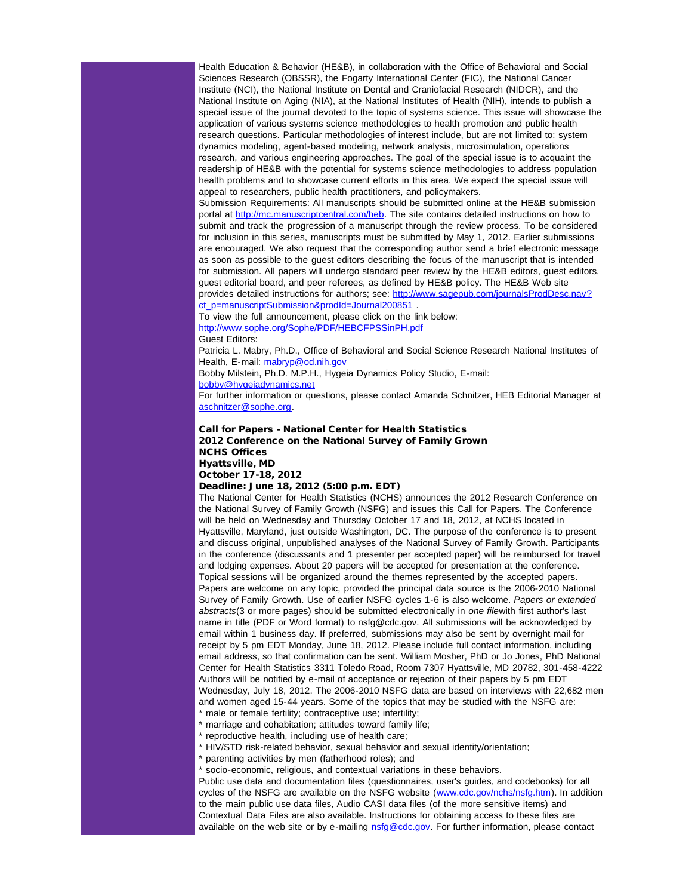Health Education & Behavior (HE&B), in collaboration with the Office of Behavioral and Social Sciences Research (OBSSR), the Fogarty International Center (FIC), the National Cancer Institute (NCI), the National Institute on Dental and Craniofacial Research (NIDCR), and the National Institute on Aging (NIA), at the National Institutes of Health (NIH), intends to publish a special issue of the journal devoted to the topic of systems science. This issue will showcase the application of various systems science methodologies to health promotion and public health research questions. Particular methodologies of interest include, but are not limited to: system dynamics modeling, agent-based modeling, network analysis, microsimulation, operations research, and various engineering approaches. The goal of the special issue is to acquaint the readership of HE&B with the potential for systems science methodologies to address population health problems and to showcase current efforts in this area. We expect the special issue will appeal to researchers, public health practitioners, and policymakers.

Submission Requirements: All manuscripts should be submitted online at the HE&B submission portal at http://mc.manuscriptcentral.com/heb. The site contains detailed instructions on how to submit and track the progression of a manuscript through the review process. To be considered for inclusion in this series, manuscripts must be submitted by May 1, 2012. Earlier submissions are encouraged. We also request that the corresponding author send a brief electronic message as soon as possible to the guest editors describing the focus of the manuscript that is intended for submission. All papers will undergo standard peer review by the HE&B editors, guest editors, guest editorial board, and peer referees, as defined by HE&B policy. The HE&B Web site provides detailed instructions for authors; see: http://www.sagepub.com/journalsProdDesc.nav?ct_p=manuscriptSubmission&prodId=Journal200851 .

To view the full announcement, please click on the link below:
http://www.sophe.org/Sophe/PDF/HEBCFPSSinPH.pdf

Guest Editors:

Patricia L. Mabry, Ph.D., Office of Behavioral and Social Science Research National Institutes of Health, E-mail: mabryp@od.nih.gov

Bobby Milstein, Ph.D. M.P.H., Hygeia Dynamics Policy Studio, E-mail: bobby@hygeiadynamics.net

For further information or questions, please contact Amanda Schnitzer, HEB Editorial Manager at aschnitzer@sophe.org.

**Call for Papers - National Center for Health Statistics**
**2012 Conference on the National Survey of Family Grown**
**NCHS Offices**
**Hyattsville, MD**
**October 17-18, 2012**
**Deadline: June 18, 2012 (5:00 p.m. EDT)**

The National Center for Health Statistics (NCHS) announces the 2012 Research Conference on the National Survey of Family Growth (NSFG) and issues this Call for Papers. The Conference will be held on Wednesday and Thursday October 17 and 18, 2012, at NCHS located in Hyattsville, Maryland, just outside Washington, DC. The purpose of the conference is to present and discuss original, unpublished analyses of the National Survey of Family Growth. Participants in the conference (discussants and 1 presenter per accepted paper) will be reimbursed for travel and lodging expenses. About 20 papers will be accepted for presentation at the conference. Topical sessions will be organized around the themes represented by the accepted papers. Papers are welcome on any topic, provided the principal data source is the 2006-2010 National Survey of Family Growth. Use of earlier NSFG cycles 1-6 is also welcome. *Papers or extended abstracts*(3 or more pages) should be submitted electronically in *one file*with first author's last name in title (PDF or Word format) to nsfg@cdc.gov. All submissions will be acknowledged by email within 1 business day. If preferred, submissions may also be sent by overnight mail for receipt by 5 pm EDT Monday, June 18, 2012. Please include full contact information, including email address, so that confirmation can be sent. William Mosher, PhD or Jo Jones, PhD National Center for Health Statistics 3311 Toledo Road, Room 7307 Hyattsville, MD 20782, 301-458-4222 Authors will be notified by e-mail of acceptance or rejection of their papers by 5 pm EDT Wednesday, July 18, 2012. The 2006-2010 NSFG data are based on interviews with 22,682 men and women aged 15-44 years. Some of the topics that may be studied with the NSFG are:

* male or female fertility; contraceptive use; infertility;
* marriage and cohabitation; attitudes toward family life;
* reproductive health, including use of health care;
* HIV/STD risk-related behavior, sexual behavior and sexual identity/orientation;
* parenting activities by men (fatherhood roles); and
* socio-economic, religious, and contextual variations in these behaviors.

Public use data and documentation files (questionnaires, user's guides, and codebooks) for all cycles of the NSFG are available on the NSFG website (www.cdc.gov/nchs/nsfg.htm). In addition to the main public use data files, Audio CASI data files (of the more sensitive items) and Contextual Data Files are also available. Instructions for obtaining access to these files are available on the web site or by e-mailing nsfg@cdc.gov. For further information, please contact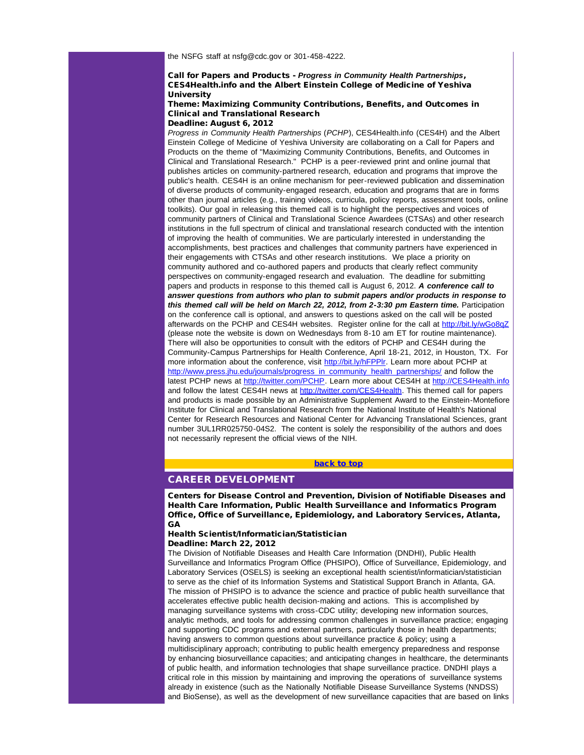the NSFG staff at nsfg@cdc.gov or 301-458-4222.

**Call for Papers and Products -** ***Progress in Community Health Partnerships*****, CES4Health.info and the Albert Einstein College of Medicine of Yeshiva University**
**Theme: Maximizing Community Contributions, Benefits, and Outcomes in Clinical and Translational Research**
**Deadline: August 6, 2012**

*Progress in Community Health Partnerships* (*PCHP*), CES4Health.info (CES4H) and the Albert Einstein College of Medicine of Yeshiva University are collaborating on a Call for Papers and Products on the theme of "Maximizing Community Contributions, Benefits, and Outcomes in Clinical and Translational Research." PCHP is a peer-reviewed print and online journal that publishes articles on community-partnered research, education and programs that improve the public's health. CES4H is an online mechanism for peer-reviewed publication and dissemination of diverse products of community-engaged research, education and programs that are in forms other than journal articles (e.g., training videos, curricula, policy reports, assessment tools, online toolkits). Our goal in releasing this themed call is to highlight the perspectives and voices of community partners of Clinical and Translational Science Awardees (CTSAs) and other research institutions in the full spectrum of clinical and translational research conducted with the intention of improving the health of communities. We are particularly interested in understanding the accomplishments, best practices and challenges that community partners have experienced in their engagements with CTSAs and other research institutions. We place a priority on community authored and co-authored papers and products that clearly reflect community perspectives on community-engaged research and evaluation. The deadline for submitting papers and products in response to this themed call is August 6, 2012. ***A conference call to answer questions from authors who plan to submit papers and/or products in response to this themed call will be held on March 22, 2012, from 2-3:30 pm Eastern time.*** Participation on the conference call is optional, and answers to questions asked on the call will be posted afterwards on the PCHP and CES4H websites. Register online for the call at http://bit.ly/wGo8qZ (please note the website is down on Wednesdays from 8-10 am ET for routine maintenance). There will also be opportunities to consult with the editors of PCHP and CES4H during the Community-Campus Partnerships for Health Conference, April 18-21, 2012, in Houston, TX. For more information about the conference, visit http://bit.ly/hFPPlr. Learn more about PCHP at http://www.press.jhu.edu/journals/progress_in_community_health_partnerships/ and follow the latest PCHP news at http://twitter.com/PCHP. Learn more about CES4H at http://CES4Health.info and follow the latest CES4H news at http://twitter.com/CES4Health. This themed call for papers and products is made possible by an Administrative Supplement Award to the Einstein-Montefiore Institute for Clinical and Translational Research from the National Institute of Health's National Center for Research Resources and National Center for Advancing Translational Sciences, grant number 3UL1RR025750-04S2. The content is solely the responsibility of the authors and does not necessarily represent the official views of the NIH.

back to top

## CAREER DEVELOPMENT

**Centers for Disease Control and Prevention, Division of Notifiable Diseases and Health Care Information, Public Health Surveillance and Informatics Program Office, Office of Surveillance, Epidemiology, and Laboratory Services, Atlanta, GA**
**Health Scientist/Informatician/Statistician**
**Deadline: March 22, 2012**

The Division of Notifiable Diseases and Health Care Information (DNDHI), Public Health Surveillance and Informatics Program Office (PHSIPO), Office of Surveillance, Epidemiology, and Laboratory Services (OSELS) is seeking an exceptional health scientist/informatician/statistician to serve as the chief of its Information Systems and Statistical Support Branch in Atlanta, GA. The mission of PHSIPO is to advance the science and practice of public health surveillance that accelerates effective public health decision-making and actions. This is accomplished by managing surveillance systems with cross-CDC utility; developing new information sources, analytic methods, and tools for addressing common challenges in surveillance practice; engaging and supporting CDC programs and external partners, particularly those in health departments; having answers to common questions about surveillance practice & policy; using a multidisciplinary approach; contributing to public health emergency preparedness and response by enhancing biosurveillance capacities; and anticipating changes in healthcare, the determinants of public health, and information technologies that shape surveillance practice. DNDHI plays a critical role in this mission by maintaining and improving the operations of surveillance systems already in existence (such as the Nationally Notifiable Disease Surveillance Systems (NNDSS) and BioSense), as well as the development of new surveillance capacities that are based on links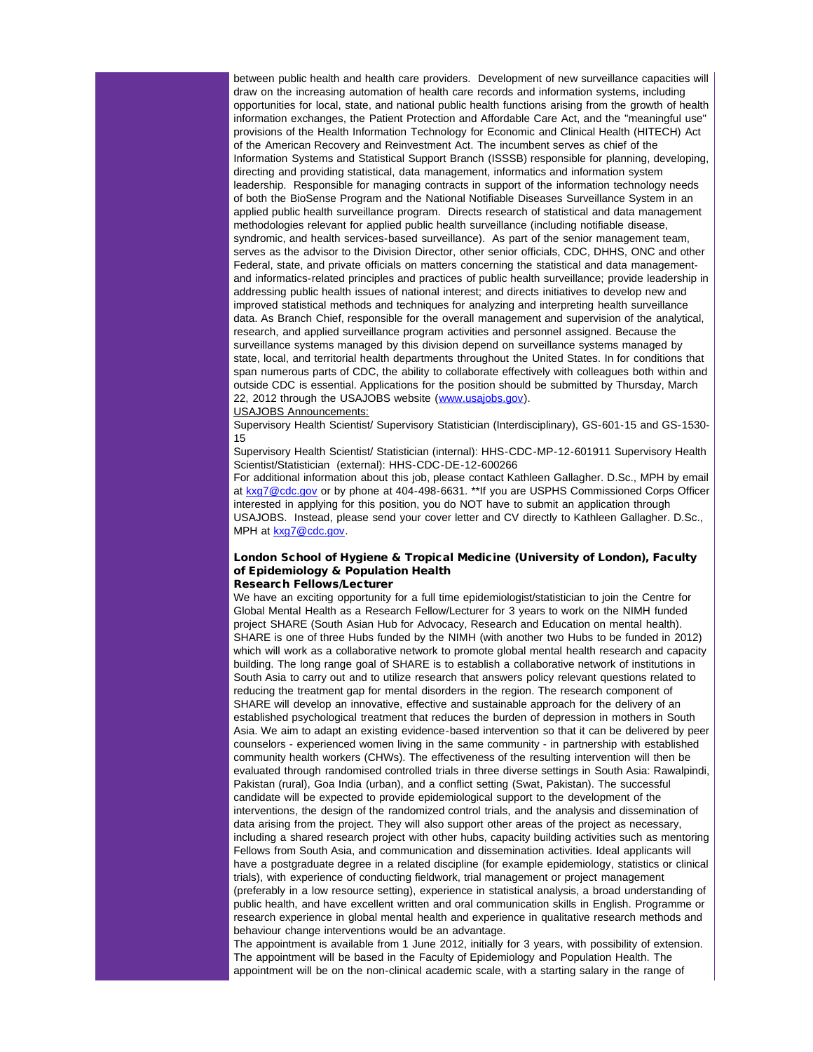between public health and health care providers. Development of new surveillance capacities will draw on the increasing automation of health care records and information systems, including opportunities for local, state, and national public health functions arising from the growth of health information exchanges, the Patient Protection and Affordable Care Act, and the "meaningful use" provisions of the Health Information Technology for Economic and Clinical Health (HITECH) Act of the American Recovery and Reinvestment Act. The incumbent serves as chief of the Information Systems and Statistical Support Branch (ISSSB) responsible for planning, developing, directing and providing statistical, data management, informatics and information system leadership. Responsible for managing contracts in support of the information technology needs of both the BioSense Program and the National Notifiable Diseases Surveillance System in an applied public health surveillance program. Directs research of statistical and data management methodologies relevant for applied public health surveillance (including notifiable disease, syndromic, and health services-based surveillance). As part of the senior management team, serves as the advisor to the Division Director, other senior officials, CDC, DHHS, ONC and other Federal, state, and private officials on matters concerning the statistical and data management- and informatics-related principles and practices of public health surveillance; provide leadership in addressing public health issues of national interest; and directs initiatives to develop new and improved statistical methods and techniques for analyzing and interpreting health surveillance data. As Branch Chief, responsible for the overall management and supervision of the analytical, research, and applied surveillance program activities and personnel assigned. Because the surveillance systems managed by this division depend on surveillance systems managed by state, local, and territorial health departments throughout the United States. In for conditions that span numerous parts of CDC, the ability to collaborate effectively with colleagues both within and outside CDC is essential. Applications for the position should be submitted by Thursday, March 22, 2012 through the USAJOBS website (www.usajobs.gov).

USAJOBS Announcements:

Supervisory Health Scientist/ Supervisory Statistician (Interdisciplinary), GS-601-15 and GS-1530-15

Supervisory Health Scientist/ Statistician (internal): HHS-CDC-MP-12-601911 Supervisory Health Scientist/Statistician (external): HHS-CDC-DE-12-600266

For additional information about this job, please contact Kathleen Gallagher. D.Sc., MPH by email at kxg7@cdc.gov or by phone at 404-498-6631. **If you are USPHS Commissioned Corps Officer interested in applying for this position, you do NOT have to submit an application through USAJOBS. Instead, please send your cover letter and CV directly to Kathleen Gallagher. D.Sc., MPH at kxg7@cdc.gov.

**London School of Hygiene & Tropical Medicine (University of London), Faculty of Epidemiology & Population Health**
**Research Fellows/Lecturer**

We have an exciting opportunity for a full time epidemiologist/statistician to join the Centre for Global Mental Health as a Research Fellow/Lecturer for 3 years to work on the NIMH funded project SHARE (South Asian Hub for Advocacy, Research and Education on mental health). SHARE is one of three Hubs funded by the NIMH (with another two Hubs to be funded in 2012) which will work as a collaborative network to promote global mental health research and capacity building. The long range goal of SHARE is to establish a collaborative network of institutions in South Asia to carry out and to utilize research that answers policy relevant questions related to reducing the treatment gap for mental disorders in the region. The research component of SHARE will develop an innovative, effective and sustainable approach for the delivery of an established psychological treatment that reduces the burden of depression in mothers in South Asia. We aim to adapt an existing evidence-based intervention so that it can be delivered by peer counselors - experienced women living in the same community - in partnership with established community health workers (CHWs). The effectiveness of the resulting intervention will then be evaluated through randomised controlled trials in three diverse settings in South Asia: Rawalpindi, Pakistan (rural), Goa India (urban), and a conflict setting (Swat, Pakistan). The successful candidate will be expected to provide epidemiological support to the development of the interventions, the design of the randomized control trials, and the analysis and dissemination of data arising from the project. They will also support other areas of the project as necessary, including a shared research project with other hubs, capacity building activities such as mentoring Fellows from South Asia, and communication and dissemination activities. Ideal applicants will have a postgraduate degree in a related discipline (for example epidemiology, statistics or clinical trials), with experience of conducting fieldwork, trial management or project management (preferably in a low resource setting), experience in statistical analysis, a broad understanding of public health, and have excellent written and oral communication skills in English. Programme or research experience in global mental health and experience in qualitative research methods and behaviour change interventions would be an advantage.

The appointment is available from 1 June 2012, initially for 3 years, with possibility of extension. The appointment will be based in the Faculty of Epidemiology and Population Health. The appointment will be on the non-clinical academic scale, with a starting salary in the range of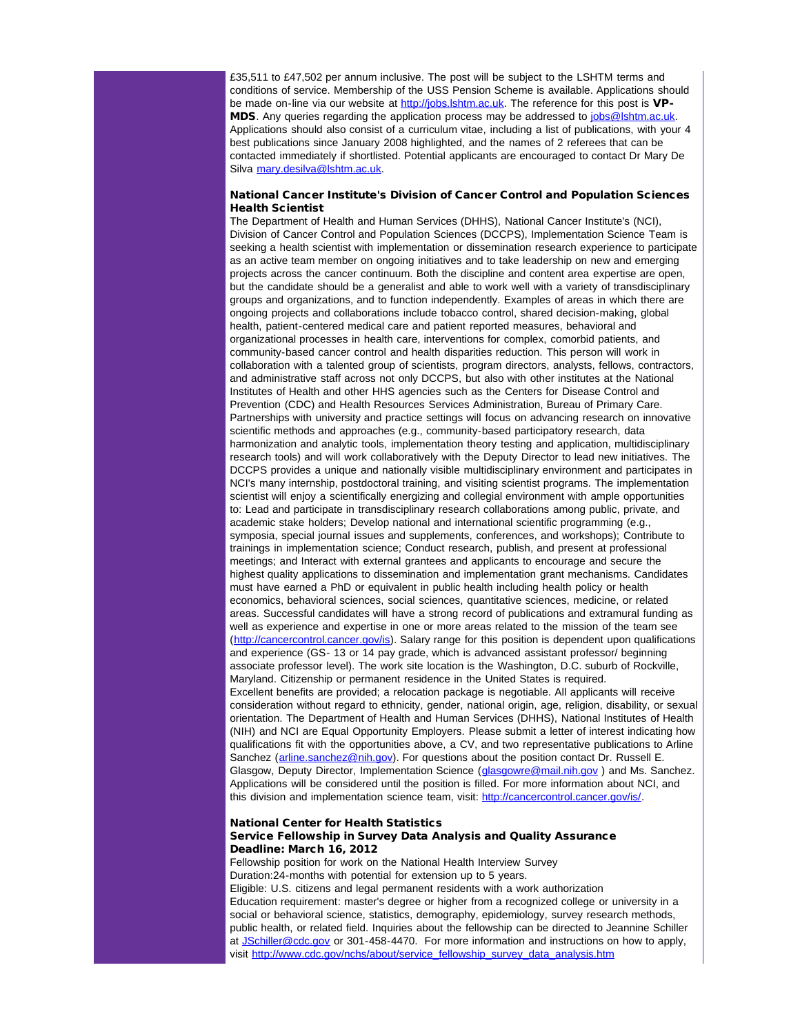£35,511 to £47,502 per annum inclusive. The post will be subject to the LSHTM terms and conditions of service. Membership of the USS Pension Scheme is available. Applications should be made on-line via our website at http://jobs.lshtm.ac.uk. The reference for this post is **VP-MDS**. Any queries regarding the application process may be addressed to jobs@lshtm.ac.uk. Applications should also consist of a curriculum vitae, including a list of publications, with your 4 best publications since January 2008 highlighted, and the names of 2 referees that can be contacted immediately if shortlisted. Potential applicants are encouraged to contact Dr Mary De Silva mary.desilva@lshtm.ac.uk.

**National Cancer Institute's Division of Cancer Control and Population Sciences Health Scientist**

The Department of Health and Human Services (DHHS), National Cancer Institute's (NCI), Division of Cancer Control and Population Sciences (DCCPS), Implementation Science Team is seeking a health scientist with implementation or dissemination research experience to participate as an active team member on ongoing initiatives and to take leadership on new and emerging projects across the cancer continuum. Both the discipline and content area expertise are open, but the candidate should be a generalist and able to work well with a variety of transdisciplinary groups and organizations, and to function independently. Examples of areas in which there are ongoing projects and collaborations include tobacco control, shared decision-making, global health, patient-centered medical care and patient reported measures, behavioral and organizational processes in health care, interventions for complex, comorbid patients, and community-based cancer control and health disparities reduction. This person will work in collaboration with a talented group of scientists, program directors, analysts, fellows, contractors, and administrative staff across not only DCCPS, but also with other institutes at the National Institutes of Health and other HHS agencies such as the Centers for Disease Control and Prevention (CDC) and Health Resources Services Administration, Bureau of Primary Care. Partnerships with university and practice settings will focus on advancing research on innovative scientific methods and approaches (e.g., community-based participatory research, data harmonization and analytic tools, implementation theory testing and application, multidisciplinary research tools) and will work collaboratively with the Deputy Director to lead new initiatives. The DCCPS provides a unique and nationally visible multidisciplinary environment and participates in NCI's many internship, postdoctoral training, and visiting scientist programs. The implementation scientist will enjoy a scientifically energizing and collegial environment with ample opportunities to: Lead and participate in transdisciplinary research collaborations among public, private, and academic stake holders; Develop national and international scientific programming (e.g., symposia, special journal issues and supplements, conferences, and workshops); Contribute to trainings in implementation science; Conduct research, publish, and present at professional meetings; and Interact with external grantees and applicants to encourage and secure the highest quality applications to dissemination and implementation grant mechanisms. Candidates must have earned a PhD or equivalent in public health including health policy or health economics, behavioral sciences, social sciences, quantitative sciences, medicine, or related areas. Successful candidates will have a strong record of publications and extramural funding as well as experience and expertise in one or more areas related to the mission of the team see (http://cancercontrol.cancer.gov/is). Salary range for this position is dependent upon qualifications and experience (GS- 13 or 14 pay grade, which is advanced assistant professor/ beginning associate professor level). The work site location is the Washington, D.C. suburb of Rockville, Maryland. Citizenship or permanent residence in the United States is required.
Excellent benefits are provided; a relocation package is negotiable. All applicants will receive consideration without regard to ethnicity, gender, national origin, age, religion, disability, or sexual orientation. The Department of Health and Human Services (DHHS), National Institutes of Health (NIH) and NCI are Equal Opportunity Employers. Please submit a letter of interest indicating how qualifications fit with the opportunities above, a CV, and two representative publications to Arline Sanchez (arline.sanchez@nih.gov). For questions about the position contact Dr. Russell E. Glasgow, Deputy Director, Implementation Science (glasgowre@mail.nih.gov ) and Ms. Sanchez. Applications will be considered until the position is filled. For more information about NCI, and this division and implementation science team, visit: http://cancercontrol.cancer.gov/is/.

**National Center for Health Statistics**
**Service Fellowship in Survey Data Analysis and Quality Assurance**
**Deadline: March 16, 2012**

Fellowship position for work on the National Health Interview Survey
Duration:24-months with potential for extension up to 5 years.
Eligible: U.S. citizens and legal permanent residents with a work authorization
Education requirement: master's degree or higher from a recognized college or university in a social or behavioral science, statistics, demography, epidemiology, survey research methods, public health, or related field. Inquiries about the fellowship can be directed to Jeannine Schiller at JSchiller@cdc.gov or 301-458-4470. For more information and instructions on how to apply, visit http://www.cdc.gov/nchs/about/service_fellowship_survey_data_analysis.htm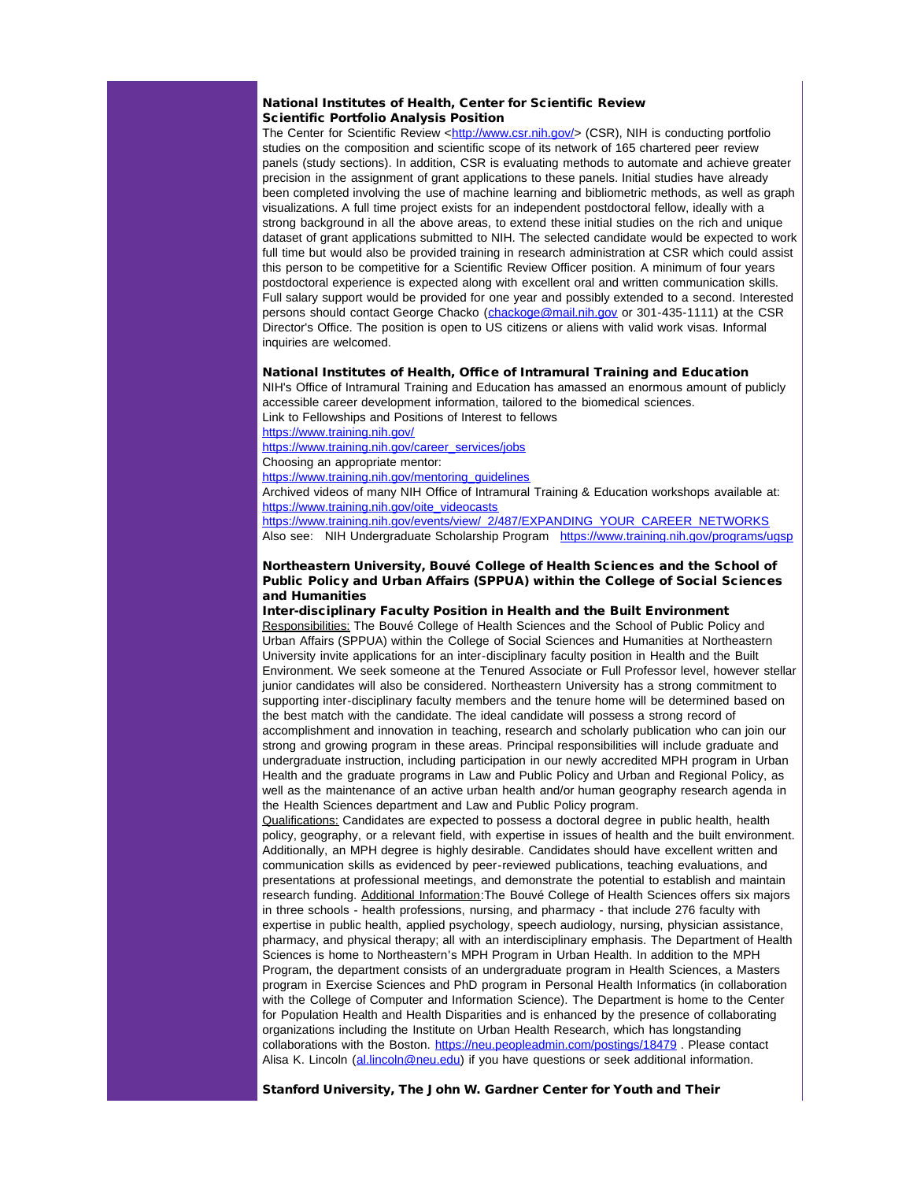### National Institutes of Health, Center for Scientific Review
### Scientific Portfolio Analysis Position

The Center for Scientific Review <http://www.csr.nih.gov/> (CSR), NIH is conducting portfolio studies on the composition and scientific scope of its network of 165 chartered peer review panels (study sections). In addition, CSR is evaluating methods to automate and achieve greater precision in the assignment of grant applications to these panels. Initial studies have already been completed involving the use of machine learning and bibliometric methods, as well as graph visualizations. A full time project exists for an independent postdoctoral fellow, ideally with a strong background in all the above areas, to extend these initial studies on the rich and unique dataset of grant applications submitted to NIH. The selected candidate would be expected to work full time but would also be provided training in research administration at CSR which could assist this person to be competitive for a Scientific Review Officer position. A minimum of four years postdoctoral experience is expected along with excellent oral and written communication skills. Full salary support would be provided for one year and possibly extended to a second. Interested persons should contact George Chacko (chackoge@mail.nih.gov or 301-435-1111) at the CSR Director's Office. The position is open to US citizens or aliens with valid work visas. Informal inquiries are welcomed.

### National Institutes of Health, Office of Intramural Training and Education

NIH's Office of Intramural Training and Education has amassed an enormous amount of publicly accessible career development information, tailored to the biomedical sciences.
Link to Fellowships and Positions of Interest to fellows
https://www.training.nih.gov/
https://www.training.nih.gov/career_services/jobs
Choosing an appropriate mentor:
https://www.training.nih.gov/mentoring_guidelines
Archived videos of many NIH Office of Intramural Training & Education workshops available at:
https://www.training.nih.gov/oite_videocasts
https://www.training.nih.gov/events/view/_2/487/EXPANDING_YOUR_CAREER_NETWORKS
Also see: NIH Undergraduate Scholarship Program https://www.training.nih.gov/programs/ugsp

### Northeastern University, Bouvé College of Health Sciences and the School of Public Policy and Urban Affairs (SPPUA) within the College of Social Sciences and Humanities
### Inter-disciplinary Faculty Position in Health and the Built Environment

Responsibilities: The Bouvé College of Health Sciences and the School of Public Policy and Urban Affairs (SPPUA) within the College of Social Sciences and Humanities at Northeastern University invite applications for an inter-disciplinary faculty position in Health and the Built Environment. We seek someone at the Tenured Associate or Full Professor level, however stellar junior candidates will also be considered. Northeastern University has a strong commitment to supporting inter-disciplinary faculty members and the tenure home will be determined based on the best match with the candidate. The ideal candidate will possess a strong record of accomplishment and innovation in teaching, research and scholarly publication who can join our strong and growing program in these areas. Principal responsibilities will include graduate and undergraduate instruction, including participation in our newly accredited MPH program in Urban Health and the graduate programs in Law and Public Policy and Urban and Regional Policy, as well as the maintenance of an active urban health and/or human geography research agenda in the Health Sciences department and Law and Public Policy program.
Qualifications: Candidates are expected to possess a doctoral degree in public health, health policy, geography, or a relevant field, with expertise in issues of health and the built environment. Additionally, an MPH degree is highly desirable. Candidates should have excellent written and communication skills as evidenced by peer-reviewed publications, teaching evaluations, and presentations at professional meetings, and demonstrate the potential to establish and maintain research funding. Additional Information:The Bouvé College of Health Sciences offers six majors in three schools - health professions, nursing, and pharmacy - that include 276 faculty with expertise in public health, applied psychology, speech audiology, nursing, physician assistance, pharmacy, and physical therapy; all with an interdisciplinary emphasis. The Department of Health Sciences is home to Northeastern's MPH Program in Urban Health. In addition to the MPH Program, the department consists of an undergraduate program in Health Sciences, a Masters program in Exercise Sciences and PhD program in Personal Health Informatics (in collaboration with the College of Computer and Information Science). The Department is home to the Center for Population Health and Health Disparities and is enhanced by the presence of collaborating organizations including the Institute on Urban Health Research, which has longstanding collaborations with the Boston. https://neu.peopleadmin.com/postings/18479 . Please contact Alisa K. Lincoln (al.lincoln@neu.edu) if you have questions or seek additional information.

### Stanford University, The John W. Gardner Center for Youth and Their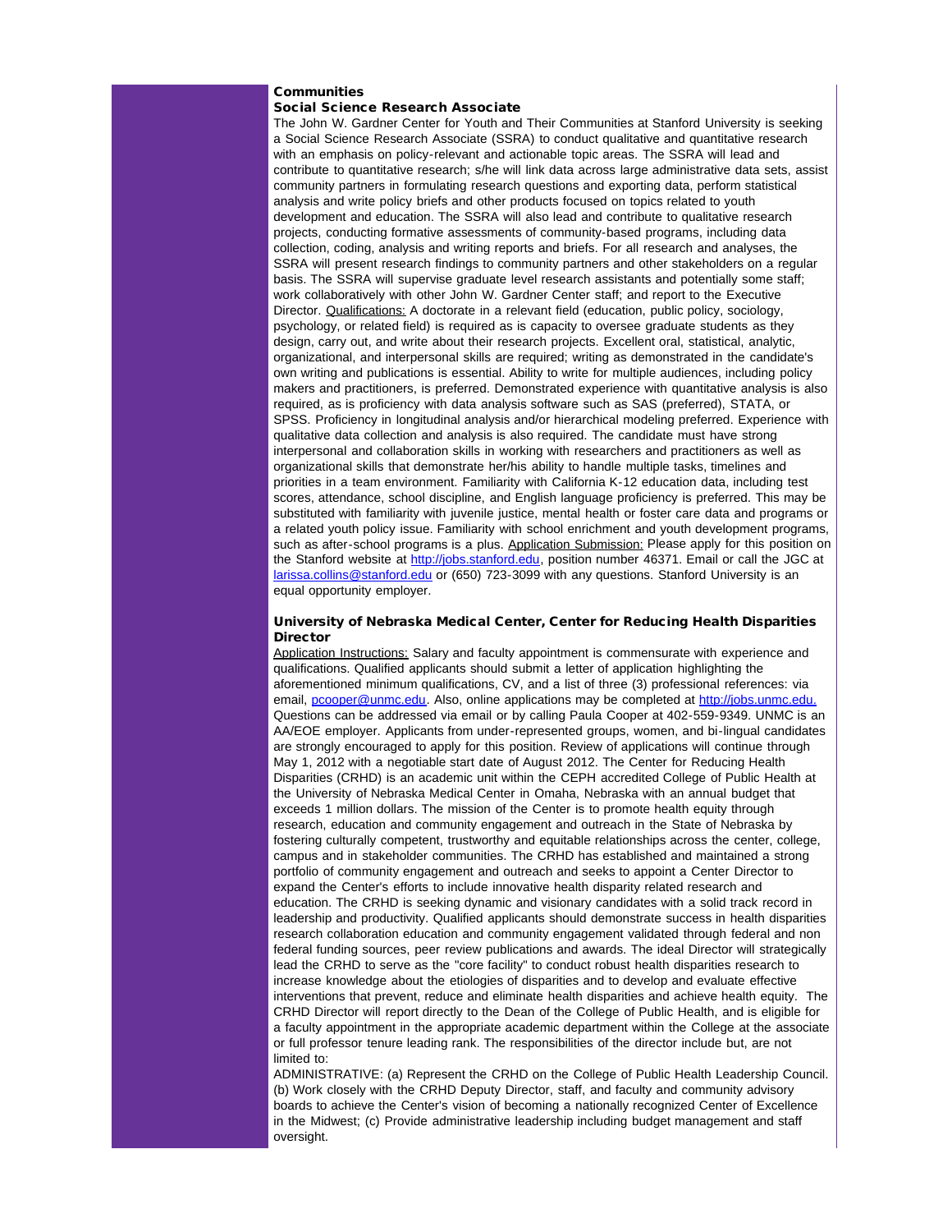**Communities**
**Social Science Research Associate**

The John W. Gardner Center for Youth and Their Communities at Stanford University is seeking a Social Science Research Associate (SSRA) to conduct qualitative and quantitative research with an emphasis on policy-relevant and actionable topic areas. The SSRA will lead and contribute to quantitative research; s/he will link data across large administrative data sets, assist community partners in formulating research questions and exporting data, perform statistical analysis and write policy briefs and other products focused on topics related to youth development and education. The SSRA will also lead and contribute to qualitative research projects, conducting formative assessments of community-based programs, including data collection, coding, analysis and writing reports and briefs. For all research and analyses, the SSRA will present research findings to community partners and other stakeholders on a regular basis. The SSRA will supervise graduate level research assistants and potentially some staff; work collaboratively with other John W. Gardner Center staff; and report to the Executive Director. Qualifications: A doctorate in a relevant field (education, public policy, sociology, psychology, or related field) is required as is capacity to oversee graduate students as they design, carry out, and write about their research projects. Excellent oral, statistical, analytic, organizational, and interpersonal skills are required; writing as demonstrated in the candidate's own writing and publications is essential. Ability to write for multiple audiences, including policy makers and practitioners, is preferred. Demonstrated experience with quantitative analysis is also required, as is proficiency with data analysis software such as SAS (preferred), STATA, or SPSS. Proficiency in longitudinal analysis and/or hierarchical modeling preferred. Experience with qualitative data collection and analysis is also required. The candidate must have strong interpersonal and collaboration skills in working with researchers and practitioners as well as organizational skills that demonstrate her/his ability to handle multiple tasks, timelines and priorities in a team environment. Familiarity with California K-12 education data, including test scores, attendance, school discipline, and English language proficiency is preferred. This may be substituted with familiarity with juvenile justice, mental health or foster care data and programs or a related youth policy issue. Familiarity with school enrichment and youth development programs, such as after-school programs is a plus. Application Submission: Please apply for this position on the Stanford website at http://jobs.stanford.edu, position number 46371. Email or call the JGC at larissa.collins@stanford.edu or (650) 723-3099 with any questions. Stanford University is an equal opportunity employer.

**University of Nebraska Medical Center, Center for Reducing Health Disparities Director**

Application Instructions: Salary and faculty appointment is commensurate with experience and qualifications. Qualified applicants should submit a letter of application highlighting the aforementioned minimum qualifications, CV, and a list of three (3) professional references: via email, pcooper@unmc.edu. Also, online applications may be completed at http://jobs.unmc.edu. Questions can be addressed via email or by calling Paula Cooper at 402-559-9349. UNMC is an AA/EOE employer. Applicants from under-represented groups, women, and bi-lingual candidates are strongly encouraged to apply for this position. Review of applications will continue through May 1, 2012 with a negotiable start date of August 2012. The Center for Reducing Health Disparities (CRHD) is an academic unit within the CEPH accredited College of Public Health at the University of Nebraska Medical Center in Omaha, Nebraska with an annual budget that exceeds 1 million dollars. The mission of the Center is to promote health equity through research, education and community engagement and outreach in the State of Nebraska by fostering culturally competent, trustworthy and equitable relationships across the center, college, campus and in stakeholder communities. The CRHD has established and maintained a strong portfolio of community engagement and outreach and seeks to appoint a Center Director to expand the Center's efforts to include innovative health disparity related research and education. The CRHD is seeking dynamic and visionary candidates with a solid track record in leadership and productivity. Qualified applicants should demonstrate success in health disparities research collaboration education and community engagement validated through federal and non federal funding sources, peer review publications and awards. The ideal Director will strategically lead the CRHD to serve as the "core facility" to conduct robust health disparities research to increase knowledge about the etiologies of disparities and to develop and evaluate effective interventions that prevent, reduce and eliminate health disparities and achieve health equity. The CRHD Director will report directly to the Dean of the College of Public Health, and is eligible for a faculty appointment in the appropriate academic department within the College at the associate or full professor tenure leading rank. The responsibilities of the director include but, are not limited to:

ADMINISTRATIVE: (a) Represent the CRHD on the College of Public Health Leadership Council. (b) Work closely with the CRHD Deputy Director, staff, and faculty and community advisory boards to achieve the Center's vision of becoming a nationally recognized Center of Excellence in the Midwest; (c) Provide administrative leadership including budget management and staff oversight.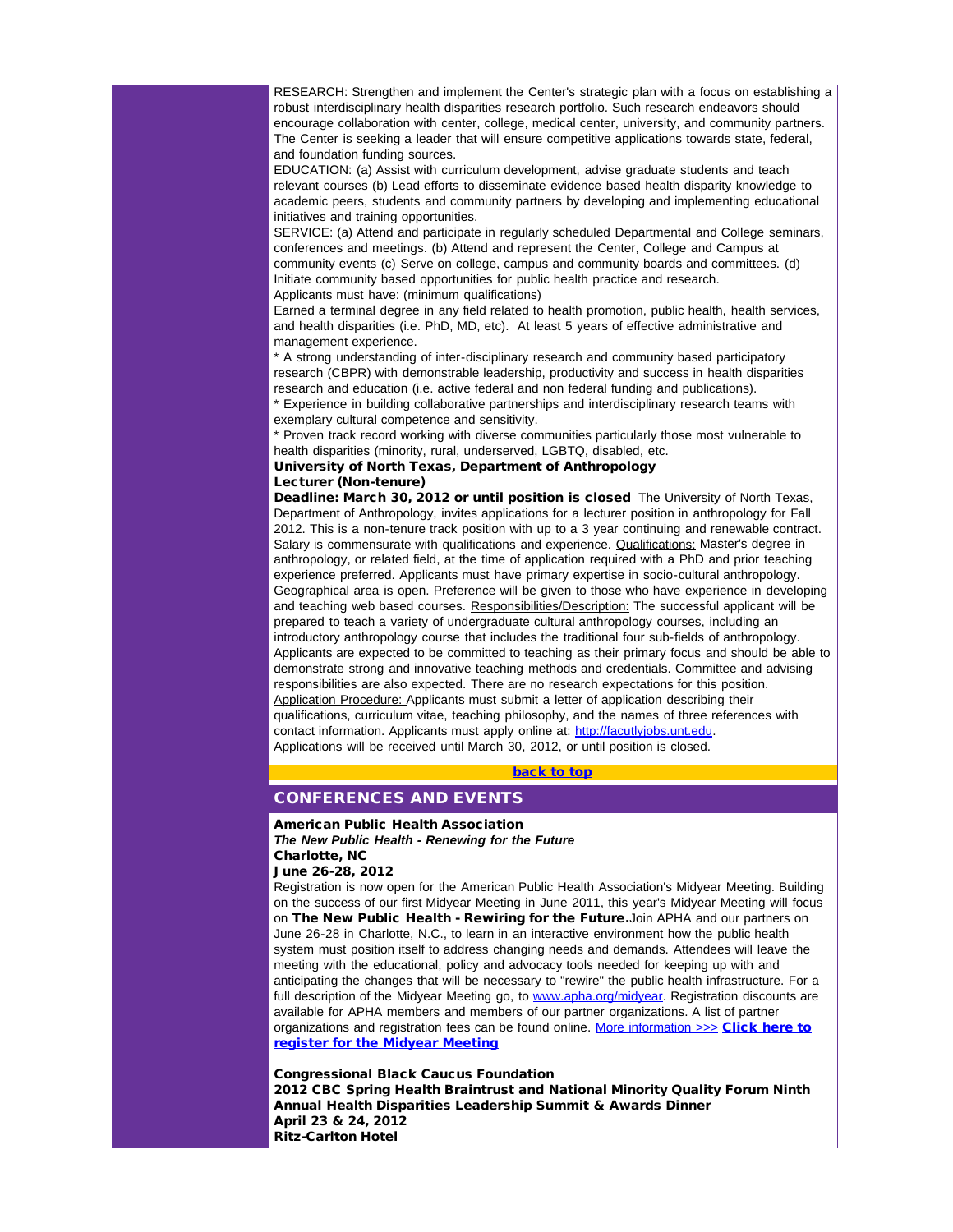RESEARCH: Strengthen and implement the Center's strategic plan with a focus on establishing a robust interdisciplinary health disparities research portfolio. Such research endeavors should encourage collaboration with center, college, medical center, university, and community partners. The Center is seeking a leader that will ensure competitive applications towards state, federal, and foundation funding sources.

EDUCATION: (a) Assist with curriculum development, advise graduate students and teach relevant courses (b) Lead efforts to disseminate evidence based health disparity knowledge to academic peers, students and community partners by developing and implementing educational initiatives and training opportunities.

SERVICE: (a) Attend and participate in regularly scheduled Departmental and College seminars, conferences and meetings. (b) Attend and represent the Center, College and Campus at community events (c) Serve on college, campus and community boards and committees. (d) Initiate community based opportunities for public health practice and research.

Applicants must have: (minimum qualifications)

Earned a terminal degree in any field related to health promotion, public health, health services, and health disparities (i.e. PhD, MD, etc). At least 5 years of effective administrative and management experience.

* A strong understanding of inter-disciplinary research and community based participatory research (CBPR) with demonstrable leadership, productivity and success in health disparities research and education (i.e. active federal and non federal funding and publications).

* Experience in building collaborative partnerships and interdisciplinary research teams with exemplary cultural competence and sensitivity.

* Proven track record working with diverse communities particularly those most vulnerable to health disparities (minority, rural, underserved, LGBTQ, disabled, etc.

**University of North Texas, Department of Anthropology**
**Lecturer (Non-tenure)**

**Deadline: March 30, 2012 or until position is closed** The University of North Texas, Department of Anthropology, invites applications for a lecturer position in anthropology for Fall 2012. This is a non-tenure track position with up to a 3 year continuing and renewable contract. Salary is commensurate with qualifications and experience. Qualifications: Master's degree in anthropology, or related field, at the time of application required with a PhD and prior teaching experience preferred. Applicants must have primary expertise in socio-cultural anthropology. Geographical area is open. Preference will be given to those who have experience in developing and teaching web based courses. Responsibilities/Description: The successful applicant will be prepared to teach a variety of undergraduate cultural anthropology courses, including an introductory anthropology course that includes the traditional four sub-fields of anthropology. Applicants are expected to be committed to teaching as their primary focus and should be able to demonstrate strong and innovative teaching methods and credentials. Committee and advising responsibilities are also expected. There are no research expectations for this position. Application Procedure: Applicants must submit a letter of application describing their qualifications, curriculum vitae, teaching philosophy, and the names of three references with contact information. Applicants must apply online at: http://facutlyjobs.unt.edu.
Applications will be received until March 30, 2012, or until position is closed.

**back to top**

## CONFERENCES AND EVENTS

**American Public Health Association**
***The New Public Health - Renewing for the Future***
**Charlotte, NC**
**June 26-28, 2012**

Registration is now open for the American Public Health Association's Midyear Meeting. Building on the success of our first Midyear Meeting in June 2011, this year's Midyear Meeting will focus on **The New Public Health - Rewiring for the Future.**Join APHA and our partners on June 26-28 in Charlotte, N.C., to learn in an interactive environment how the public health system must position itself to address changing needs and demands. Attendees will leave the meeting with the educational, policy and advocacy tools needed for keeping up with and anticipating the changes that will be necessary to "rewire" the public health infrastructure. For a full description of the Midyear Meeting go, to www.apha.org/midyear. Registration discounts are available for APHA members and members of our partner organizations. A list of partner organizations and registration fees can be found online. More information >>> **Click here to register for the Midyear Meeting**

**Congressional Black Caucus Foundation**
**2012 CBC Spring Health Braintrust and National Minority Quality Forum Ninth Annual Health Disparities Leadership Summit & Awards Dinner**
**April 23 & 24, 2012**
**Ritz-Carlton Hotel**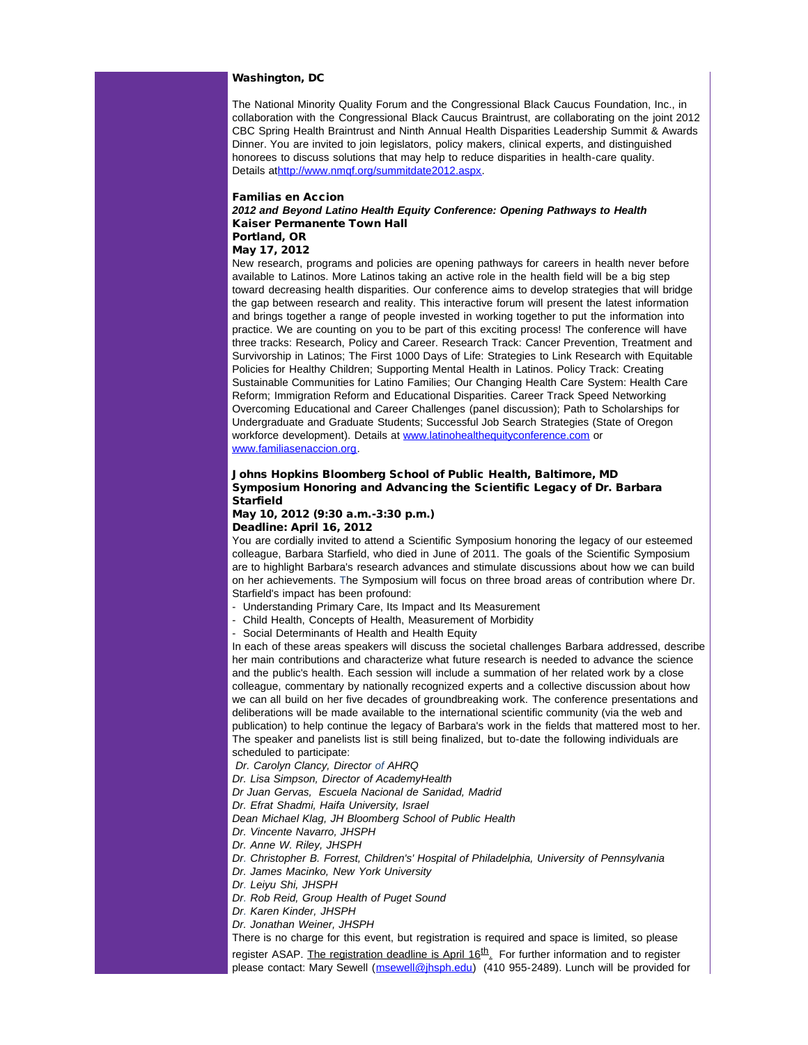**Washington, DC**

The National Minority Quality Forum and the Congressional Black Caucus Foundation, Inc., in collaboration with the Congressional Black Caucus Braintrust, are collaborating on the joint 2012 CBC Spring Health Braintrust and Ninth Annual Health Disparities Leadership Summit & Awards Dinner. You are invited to join legislators, policy makers, clinical experts, and distinguished honorees to discuss solutions that may help to reduce disparities in health-care quality. Details at[http://www.nmqf.org/summitdate2012.aspx](http://www.nmqf.org/summitdate2012.aspx).

**Familias en Accion**
***2012 and Beyond Latino Health Equity Conference: Opening Pathways to Health***
**Kaiser Permanente Town Hall**
**Portland, OR**
**May 17, 2012**

New research, programs and policies are opening pathways for careers in health never before available to Latinos. More Latinos taking an active role in the health field will be a big step toward decreasing health disparities. Our conference aims to develop strategies that will bridge the gap between research and reality. This interactive forum will present the latest information and brings together a range of people invested in working together to put the information into practice. We are counting on you to be part of this exciting process! The conference will have three tracks: Research, Policy and Career. Research Track: Cancer Prevention, Treatment and Survivorship in Latinos; The First 1000 Days of Life: Strategies to Link Research with Equitable Policies for Healthy Children; Supporting Mental Health in Latinos. Policy Track: Creating Sustainable Communities for Latino Families; Our Changing Health Care System: Health Care Reform; Immigration Reform and Educational Disparities. Career Track Speed Networking Overcoming Educational and Career Challenges (panel discussion); Path to Scholarships for Undergraduate and Graduate Students; Successful Job Search Strategies (State of Oregon workforce development). Details at [www.latinohealthequityconference.com](www.latinohealthequityconference.com) or [www.familiasenaccion.org](www.familiasenaccion.org).

**Johns Hopkins Bloomberg School of Public Health, Baltimore, MD**
**Symposium Honoring and Advancing the Scientific Legacy of Dr. Barbara Starfield**
**May 10, 2012 (9:30 a.m.-3:30 p.m.)**
**Deadline: April 16, 2012**

You are cordially invited to attend a Scientific Symposium honoring the legacy of our esteemed colleague, Barbara Starfield, who died in June of 2011. The goals of the Scientific Symposium are to highlight Barbara's research advances and stimulate discussions about how we can build on her achievements. The Symposium will focus on three broad areas of contribution where Dr. Starfield's impact has been profound:

- Understanding Primary Care, Its Impact and Its Measurement
- Child Health, Concepts of Health, Measurement of Morbidity
- Social Determinants of Health and Health Equity

In each of these areas speakers will discuss the societal challenges Barbara addressed, describe her main contributions and characterize what future research is needed to advance the science and the public's health. Each session will include a summation of her related work by a close colleague, commentary by nationally recognized experts and a collective discussion about how we can all build on her five decades of groundbreaking work. The conference presentations and deliberations will be made available to the international scientific community (via the web and publication) to help continue the legacy of Barbara's work in the fields that mattered most to her. The speaker and panelists list is still being finalized, but to-date the following individuals are scheduled to participate:

*Dr. Carolyn Clancy, Director of AHRQ*
*Dr. Lisa Simpson, Director of AcademyHealth*
*Dr Juan Gervas, Escuela Nacional de Sanidad, Madrid*
*Dr. Efrat Shadmi, Haifa University, Israel*
*Dean Michael Klag, JH Bloomberg School of Public Health*
*Dr. Vincente Navarro, JHSPH*
*Dr. Anne W. Riley, JHSPH*
*Dr. Christopher B. Forrest, Children's' Hospital of Philadelphia, University of Pennsylvania*
*Dr. James Macinko, New York University*
*Dr. Leiyu Shi, JHSPH*
*Dr. Rob Reid, Group Health of Puget Sound*
*Dr. Karen Kinder, JHSPH*
*Dr. Jonathan Weiner, JHSPH*

There is no charge for this event, but registration is required and space is limited, so please register ASAP. The registration deadline is April 16th. For further information and to register please contact: Mary Sewell ([msewell@jhsph.edu](mailto:msewell@jhsph.edu)) (410 955-2489). Lunch will be provided for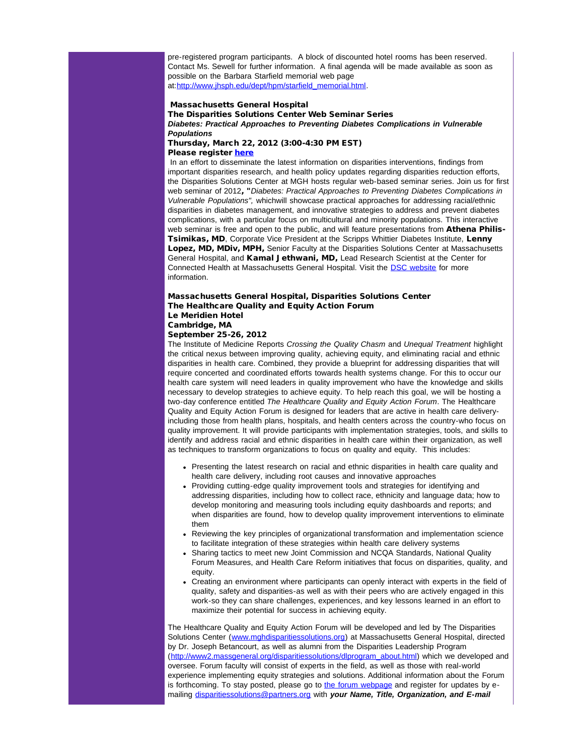pre-registered program participants. A block of discounted hotel rooms has been reserved. Contact Ms. Sewell for further information. A final agenda will be made available as soon as possible on the Barbara Starfield memorial web page at:[http://www.jhsph.edu/dept/hpm/starfield_memorial.html](http://www.jhsph.edu/dept/hpm/starfield_memorial.html).

**Massachusetts General Hospital**
**The Disparities Solutions Center Web Seminar Series**
***Diabetes: Practical Approaches to Preventing Diabetes Complications in Vulnerable Populations***
**Thursday, March 22, 2012 (3:00-4:30 PM EST)**
**Please register [here]()**

In an effort to disseminate the latest information on disparities interventions, findings from important disparities research, and health policy updates regarding disparities reduction efforts, the Disparities Solutions Center at MGH hosts regular web-based seminar series. Join us for first web seminar of 2012**, "***Diabetes: Practical Approaches to Preventing Diabetes Complications in Vulnerable Populations",* whichwill showcase practical approaches for addressing racial/ethnic disparities in diabetes management, and innovative strategies to address and prevent diabetes complications, with a particular focus on multicultural and minority populations. This interactive web seminar is free and open to the public, and will feature presentations from **Athena Philis-Tsimikas, MD**, Corporate Vice President at the Scripps Whittier Diabetes Institute, **Lenny Lopez, MD, MDiv, MPH,** Senior Faculty at the Disparities Solutions Center at Massachusetts General Hospital, and **Kamal Jethwani, MD,** Lead Research Scientist at the Center for Connected Health at Massachusetts General Hospital. Visit the [DSC website]() for more information.

**Massachusetts General Hospital, Disparities Solutions Center**
**The Healthcare Quality and Equity Action Forum**
**Le Meridien Hotel**
**Cambridge, MA**
**September 25-26, 2012**

The Institute of Medicine Reports *Crossing the Quality Chasm* and *Unequal Treatment* highlight the critical nexus between improving quality, achieving equity, and eliminating racial and ethnic disparities in health care. Combined, they provide a blueprint for addressing disparities that will require concerted and coordinated efforts towards health systems change. For this to occur our health care system will need leaders in quality improvement who have the knowledge and skills necessary to develop strategies to achieve equity. To help reach this goal, we will be hosting a two-day conference entitled *The Healthcare Quality and Equity Action Forum*. The Healthcare Quality and Equity Action Forum is designed for leaders that are active in health care delivery-including those from health plans, hospitals, and health centers across the country-who focus on quality improvement. It will provide participants with implementation strategies, tools, and skills to identify and address racial and ethnic disparities in health care within their organization, as well as techniques to transform organizations to focus on quality and equity. This includes:

- Presenting the latest research on racial and ethnic disparities in health care quality and health care delivery, including root causes and innovative approaches
- Providing cutting-edge quality improvement tools and strategies for identifying and addressing disparities, including how to collect race, ethnicity and language data; how to develop monitoring and measuring tools including equity dashboards and reports; and when disparities are found, how to develop quality improvement interventions to eliminate them
- Reviewing the key principles of organizational transformation and implementation science to facilitate integration of these strategies within health care delivery systems
- Sharing tactics to meet new Joint Commission and NCQA Standards, National Quality Forum Measures, and Health Care Reform initiatives that focus on disparities, quality, and equity.
- Creating an environment where participants can openly interact with experts in the field of quality, safety and disparities-as well as with their peers who are actively engaged in this work-so they can share challenges, experiences, and key lessons learned in an effort to maximize their potential for success in achieving equity.

The Healthcare Quality and Equity Action Forum will be developed and led by The Disparities Solutions Center ([www.mghdisparitiessolutions.org](http://www.mghdisparitiessolutions.org)) at Massachusetts General Hospital, directed by Dr. Joseph Betancourt, as well as alumni from the Disparities Leadership Program ([http://www2.massgeneral.org/disparitiessolutions/dlprogram_about.html](http://www2.massgeneral.org/disparitiessolutions/dlprogram_about.html)) which we developed and oversee. Forum faculty will consist of experts in the field, as well as those with real-world experience implementing equity strategies and solutions. Additional information about the Forum is forthcoming. To stay posted, please go to [the forum webpage]() and register for updates by e-mailing [disparitiessolutions@partners.org](mailto:disparitiessolutions@partners.org) with ***your Name, Title, Organization, and E-mail***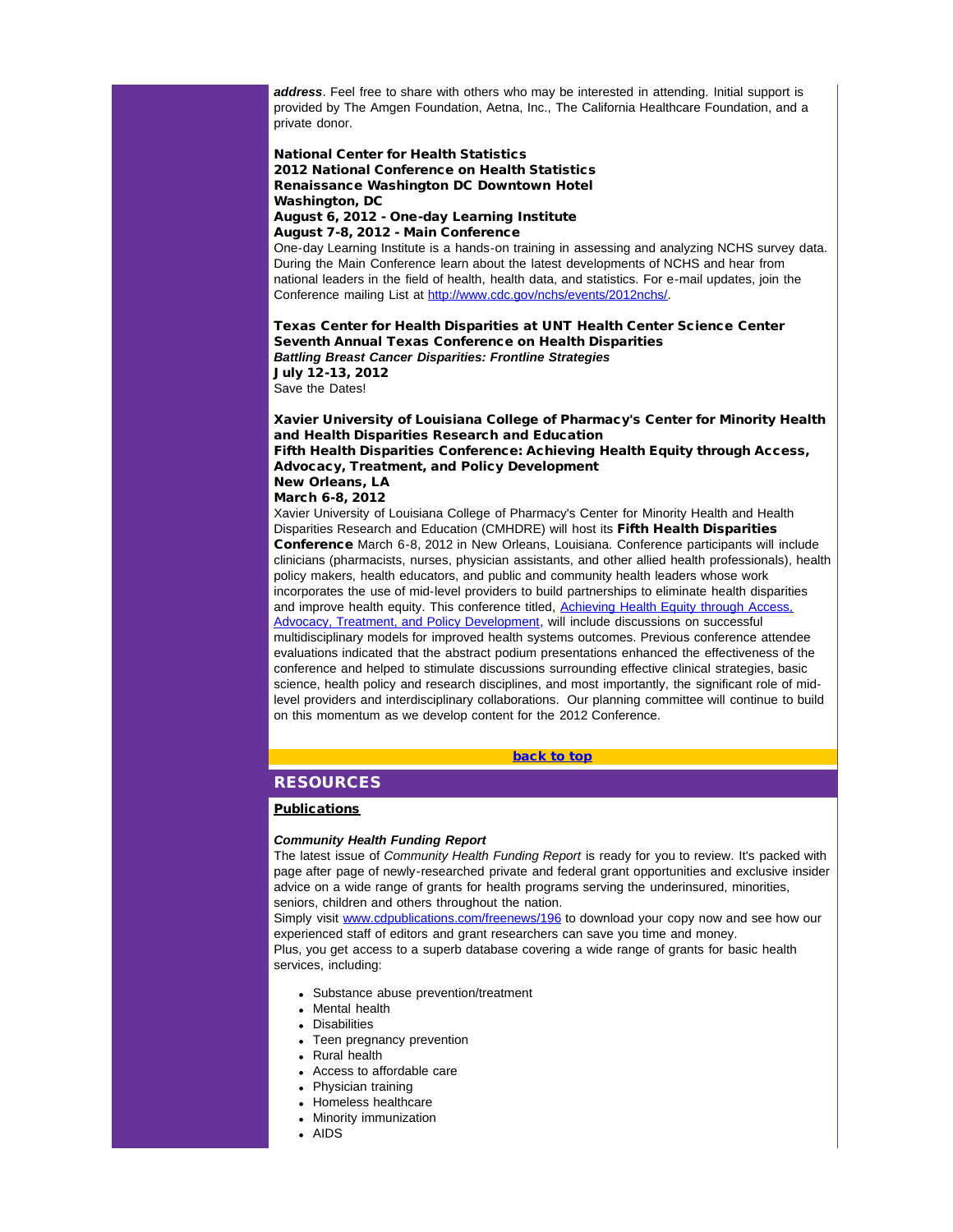***address***. Feel free to share with others who may be interested in attending. Initial support is provided by The Amgen Foundation, Aetna, Inc., The California Healthcare Foundation, and a private donor.

**National Center for Health Statistics**
**2012 National Conference on Health Statistics**
**Renaissance Washington DC Downtown Hotel**
**Washington, DC**
**August 6, 2012 - One-day Learning Institute**
**August 7-8, 2012 - Main Conference**
One-day Learning Institute is a hands-on training in assessing and analyzing NCHS survey data. During the Main Conference learn about the latest developments of NCHS and hear from national leaders in the field of health, health data, and statistics. For e-mail updates, join the Conference mailing List at http://www.cdc.gov/nchs/events/2012nchs/.

**Texas Center for Health Disparities at UNT Health Center Science Center**
**Seventh Annual Texas Conference on Health Disparities**
***Battling Breast Cancer Disparities: Frontline Strategies***
**July 12-13, 2012**
Save the Dates!

**Xavier University of Louisiana College of Pharmacy's Center for Minority Health and Health Disparities Research and Education**
**Fifth Health Disparities Conference: Achieving Health Equity through Access, Advocacy, Treatment, and Policy Development**
**New Orleans, LA**
**March 6-8, 2012**
Xavier University of Louisiana College of Pharmacy's Center for Minority Health and Health Disparities Research and Education (CMHDRE) will host its **Fifth Health Disparities Conference** March 6-8, 2012 in New Orleans, Louisiana. Conference participants will include clinicians (pharmacists, nurses, physician assistants, and other allied health professionals), health policy makers, health educators, and public and community health leaders whose work incorporates the use of mid-level providers to build partnerships to eliminate health disparities and improve health equity. This conference titled, Achieving Health Equity through Access, Advocacy, Treatment, and Policy Development, will include discussions on successful multidisciplinary models for improved health systems outcomes. Previous conference attendee evaluations indicated that the abstract podium presentations enhanced the effectiveness of the conference and helped to stimulate discussions surrounding effective clinical strategies, basic science, health policy and research disciplines, and most importantly, the significant role of mid-level providers and interdisciplinary collaborations. Our planning committee will continue to build on this momentum as we develop content for the 2012 Conference.

**back to top**

## RESOURCES

**Publications**

***Community Health Funding Report***
The latest issue of *Community Health Funding Report* is ready for you to review. It's packed with page after page of newly-researched private and federal grant opportunities and exclusive insider advice on a wide range of grants for health programs serving the underinsured, minorities, seniors, children and others throughout the nation.
Simply visit www.cdpublications.com/freenews/196 to download your copy now and see how our experienced staff of editors and grant researchers can save you time and money.
Plus, you get access to a superb database covering a wide range of grants for basic health services, including:

- Substance abuse prevention/treatment
- Mental health
- Disabilities
- Teen pregnancy prevention
- Rural health
- Access to affordable care
- Physician training
- Homeless healthcare
- Minority immunization
- AIDS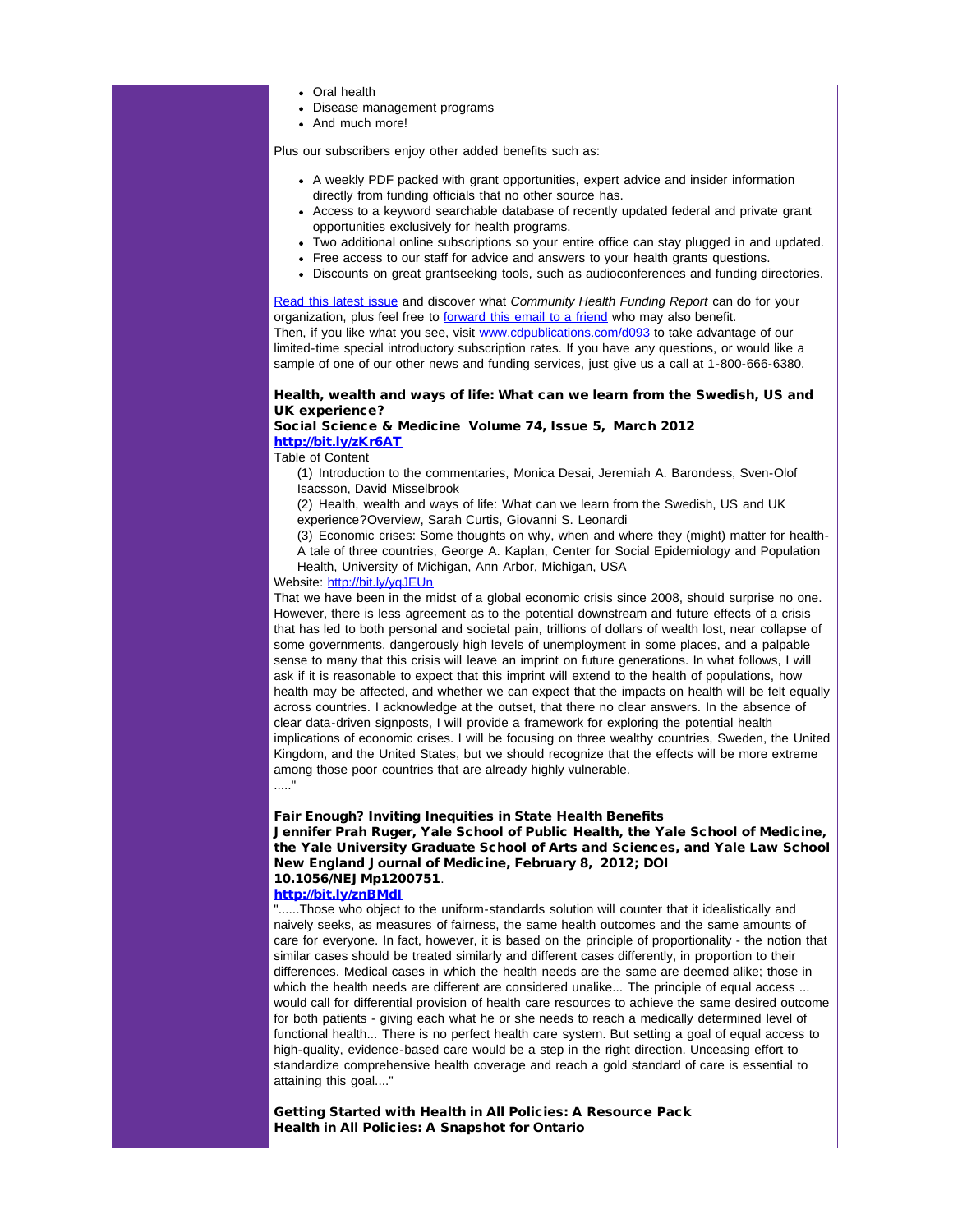- Oral health
- Disease management programs
- And much more!

Plus our subscribers enjoy other added benefits such as:

- A weekly PDF packed with grant opportunities, expert advice and insider information directly from funding officials that no other source has.
- Access to a keyword searchable database of recently updated federal and private grant opportunities exclusively for health programs.
- Two additional online subscriptions so your entire office can stay plugged in and updated.
- Free access to our staff for advice and answers to your health grants questions.
- Discounts on great grantseeking tools, such as audioconferences and funding directories.

Read this latest issue and discover what *Community Health Funding Report* can do for your organization, plus feel free to forward this email to a friend who may also benefit.
Then, if you like what you see, visit www.cdpublications.com/d093 to take advantage of our limited-time special introductory subscription rates. If you have any questions, or would like a sample of one of our other news and funding services, just give us a call at 1-800-666-6380.

**Health, wealth and ways of life: What can we learn from the Swedish, US and UK experience?**
**Social Science & Medicine Volume 74, Issue 5, March 2012**
**http://bit.ly/zKr6AT**

Table of Content

(1) Introduction to the commentaries, Monica Desai, Jeremiah A. Barondess, Sven-Olof Isacsson, David Misselbrook

(2) Health, wealth and ways of life: What can we learn from the Swedish, US and UK experience?Overview, Sarah Curtis, Giovanni S. Leonardi

(3) Economic crises: Some thoughts on why, when and where they (might) matter for health-A tale of three countries, George A. Kaplan, Center for Social Epidemiology and Population Health, University of Michigan, Ann Arbor, Michigan, USA

Website: http://bit.ly/yqJEUn

That we have been in the midst of a global economic crisis since 2008, should surprise no one. However, there is less agreement as to the potential downstream and future effects of a crisis that has led to both personal and societal pain, trillions of dollars of wealth lost, near collapse of some governments, dangerously high levels of unemployment in some places, and a palpable sense to many that this crisis will leave an imprint on future generations. In what follows, I will ask if it is reasonable to expect that this imprint will extend to the health of populations, how health may be affected, and whether we can expect that the impacts on health will be felt equally across countries. I acknowledge at the outset, that there no clear answers. In the absence of clear data-driven signposts, I will provide a framework for exploring the potential health implications of economic crises. I will be focusing on three wealthy countries, Sweden, the United Kingdom, and the United States, but we should recognize that the effects will be more extreme among those poor countries that are already highly vulnerable.
....."

**Fair Enough? Inviting Inequities in State Health Benefits**
**Jennifer Prah Ruger, Yale School of Public Health, the Yale School of Medicine, the Yale University Graduate School of Arts and Sciences, and Yale Law School**
**New England Journal of Medicine, February 8, 2012; DOI 10.1056/NEJMp1200751**.
**http://bit.ly/znBMdI**

"......Those who object to the uniform-standards solution will counter that it idealistically and naively seeks, as measures of fairness, the same health outcomes and the same amounts of care for everyone. In fact, however, it is based on the principle of proportionality - the notion that similar cases should be treated similarly and different cases differently, in proportion to their differences. Medical cases in which the health needs are the same are deemed alike; those in which the health needs are different are considered unalike... The principle of equal access ... would call for differential provision of health care resources to achieve the same desired outcome for both patients - giving each what he or she needs to reach a medically determined level of functional health... There is no perfect health care system. But setting a goal of equal access to high-quality, evidence-based care would be a step in the right direction. Unceasing effort to standardize comprehensive health coverage and reach a gold standard of care is essential to attaining this goal...."

**Getting Started with Health in All Policies: A Resource Pack**
**Health in All Policies: A Snapshot for Ontario**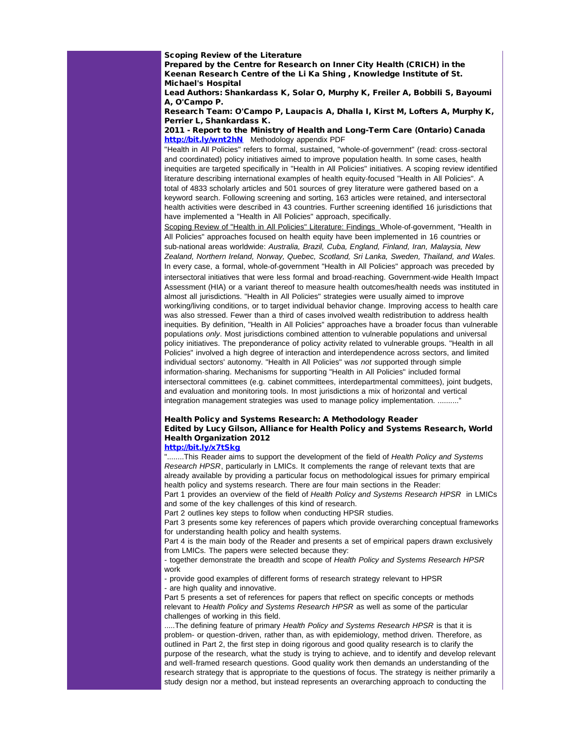**Scoping Review of the Literature**
**Prepared by the Centre for Research on Inner City Health (CRICH) in the Keenan Research Centre of the Li Ka Shing , Knowledge Institute of St. Michael's Hospital**
**Lead Authors: Shankardass K, Solar O, Murphy K, Freiler A, Bobbili S, Bayoumi A, O'Campo P.**
**Research Team: O'Campo P, Laupacis A, Dhalla I, Kirst M, Lofters A, Murphy K, Perrier L, Shankardass K.**
**2011 - Report to the Ministry of Health and Long-Term Care (Ontario) Canada**
**http://bit.ly/wnt2hN** Methodology appendix PDF

"Health in All Policies" refers to formal, sustained, "whole-of-government" (read: cross-sectoral and coordinated) policy initiatives aimed to improve population health. In some cases, health inequities are targeted specifically in "Health in All Policies" initiatives. A scoping review identified literature describing international examples of health equity-focused "Health in All Policies". A total of 4833 scholarly articles and 501 sources of grey literature were gathered based on a keyword search. Following screening and sorting, 163 articles were retained, and intersectoral health activities were described in 43 countries. Further screening identified 16 jurisdictions that have implemented a "Health in All Policies" approach, specifically.

Scoping Review of "Health in All Policies" Literature: Findings Whole-of-government, "Health in All Policies" approaches focused on health equity have been implemented in 16 countries or sub-national areas worldwide: *Australia, Brazil, Cuba, England, Finland, Iran, Malaysia, New Zealand, Northern Ireland, Norway, Quebec, Scotland, Sri Lanka, Sweden, Thailand, and Wales.* In every case, a formal, whole-of-government "Health in All Policies" approach was preceded by intersectoral initiatives that were less formal and broad-reaching. Government-wide Health Impact Assessment (HIA) or a variant thereof to measure health outcomes/health needs was instituted in almost all jurisdictions. "Health in All Policies" strategies were usually aimed to improve working/living conditions, or to target individual behavior change. Improving access to health care was also stressed. Fewer than a third of cases involved wealth redistribution to address health inequities. By definition, "Health in All Policies" approaches have a broader focus than vulnerable populations *only*. Most jurisdictions combined attention to vulnerable populations and universal policy initiatives. The preponderance of policy activity related to vulnerable groups. "Health in all Policies" involved a high degree of interaction and interdependence across sectors, and limited individual sectors' autonomy. "Health in All Policies" was *not* supported through simple information-sharing. Mechanisms for supporting "Health in All Policies" included formal intersectoral committees (e.g. cabinet committees, interdepartmental committees), joint budgets, and evaluation and monitoring tools. In most jurisdictions a mix of horizontal and vertical integration management strategies was used to manage policy implementation. .........."

**Health Policy and Systems Research: A Methodology Reader**
**Edited by Lucy Gilson, Alliance for Health Policy and Systems Research, World Health Organization 2012**
**http://bit.ly/x7tSkg**

"........This Reader aims to support the development of the field of *Health Policy and Systems Research HPSR*, particularly in LMICs. It complements the range of relevant texts that are already available by providing a particular focus on methodological issues for primary empirical health policy and systems research. There are four main sections in the Reader:

Part 1 provides an overview of the field of *Health Policy and Systems Research HPSR* in LMICs and some of the key challenges of this kind of research.

Part 2 outlines key steps to follow when conducting HPSR studies.

Part 3 presents some key references of papers which provide overarching conceptual frameworks for understanding health policy and health systems.

Part 4 is the main body of the Reader and presents a set of empirical papers drawn exclusively from LMICs. The papers were selected because they:

- together demonstrate the breadth and scope of *Health Policy and Systems Research HPSR* work
- provide good examples of different forms of research strategy relevant to HPSR
- are high quality and innovative.

Part 5 presents a set of references for papers that reflect on specific concepts or methods relevant to *Health Policy and Systems Research HPSR* as well as some of the particular challenges of working in this field.

.....The defining feature of primary *Health Policy and Systems Research HPSR* is that it is problem- or question-driven, rather than, as with epidemiology, method driven. Therefore, as outlined in Part 2, the first step in doing rigorous and good quality research is to clarify the purpose of the research, what the study is trying to achieve, and to identify and develop relevant and well-framed research questions. Good quality work then demands an understanding of the research strategy that is appropriate to the questions of focus. The strategy is neither primarily a study design nor a method, but instead represents an overarching approach to conducting the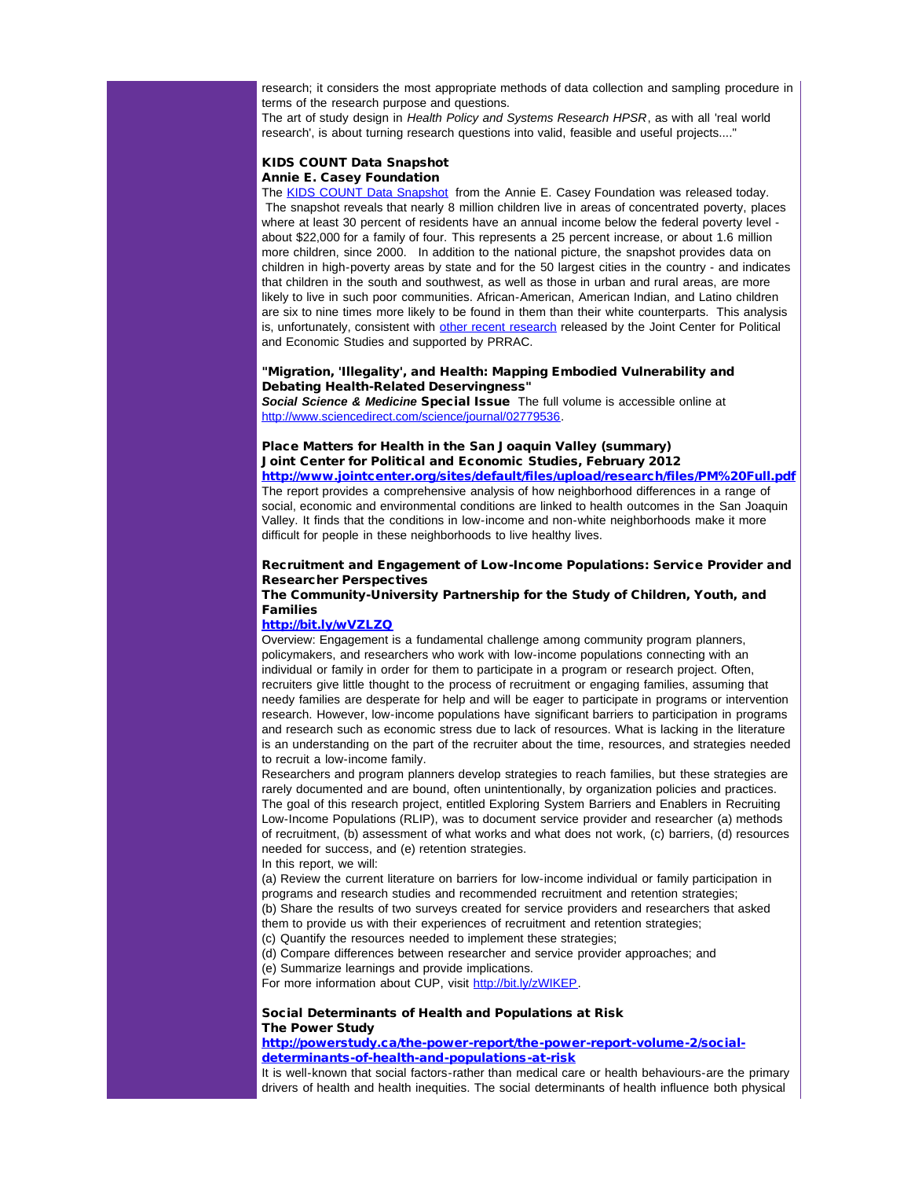research; it considers the most appropriate methods of data collection and sampling procedure in terms of the research purpose and questions.

The art of study design in *Health Policy and Systems Research HPSR*, as with all 'real world research', is about turning research questions into valid, feasible and useful projects...."

### KIDS COUNT Data Snapshot
### Annie E. Casey Foundation

The KIDS COUNT Data Snapshot from the Annie E. Casey Foundation was released today. The snapshot reveals that nearly 8 million children live in areas of concentrated poverty, places where at least 30 percent of residents have an annual income below the federal poverty level - about $22,000 for a family of four. This represents a 25 percent increase, or about 1.6 million more children, since 2000. In addition to the national picture, the snapshot provides data on children in high-poverty areas by state and for the 50 largest cities in the country - and indicates that children in the south and southwest, as well as those in urban and rural areas, are more likely to live in such poor communities. African-American, American Indian, and Latino children are six to nine times more likely to be found in them than their white counterparts. This analysis is, unfortunately, consistent with other recent research released by the Joint Center for Political and Economic Studies and supported by PRRAC.

### "Migration, 'Illegality', and Health: Mapping Embodied Vulnerability and Debating Health-Related Deservingness"

***Social Science & Medicine*** **Special Issue** The full volume is accessible online at http://www.sciencedirect.com/science/journal/02779536.

### Place Matters for Health in the San Joaquin Valley (summary)
### Joint Center for Political and Economic Studies, February 2012

**http://www.jointcenter.org/sites/default/files/upload/research/files/PM%20Full.pdf**

The report provides a comprehensive analysis of how neighborhood differences in a range of social, economic and environmental conditions are linked to health outcomes in the San Joaquin Valley. It finds that the conditions in low-income and non-white neighborhoods make it more difficult for people in these neighborhoods to live healthy lives.

### Recruitment and Engagement of Low-Income Populations: Service Provider and Researcher Perspectives
### The Community-University Partnership for the Study of Children, Youth, and Families

**http://bit.ly/wVZLZQ**

Overview: Engagement is a fundamental challenge among community program planners, policymakers, and researchers who work with low-income populations connecting with an individual or family in order for them to participate in a program or research project. Often, recruiters give little thought to the process of recruitment or engaging families, assuming that needy families are desperate for help and will be eager to participate in programs or intervention research. However, low-income populations have significant barriers to participation in programs and research such as economic stress due to lack of resources. What is lacking in the literature is an understanding on the part of the recruiter about the time, resources, and strategies needed to recruit a low-income family.

Researchers and program planners develop strategies to reach families, but these strategies are rarely documented and are bound, often unintentionally, by organization policies and practices. The goal of this research project, entitled Exploring System Barriers and Enablers in Recruiting Low-Income Populations (RLIP), was to document service provider and researcher (a) methods of recruitment, (b) assessment of what works and what does not work, (c) barriers, (d) resources needed for success, and (e) retention strategies.

In this report, we will:

(a) Review the current literature on barriers for low-income individual or family participation in programs and research studies and recommended recruitment and retention strategies;
(b) Share the results of two surveys created for service providers and researchers that asked them to provide us with their experiences of recruitment and retention strategies;
(c) Quantify the resources needed to implement these strategies;
(d) Compare differences between researcher and service provider approaches; and
(e) Summarize learnings and provide implications.

For more information about CUP, visit http://bit.ly/zWIKEP.

### Social Determinants of Health and Populations at Risk
### The Power Study

**http://powerstudy.ca/the-power-report/the-power-report-volume-2/social-determinants-of-health-and-populations-at-risk**

It is well-known that social factors-rather than medical care or health behaviours-are the primary drivers of health and health inequities. The social determinants of health influence both physical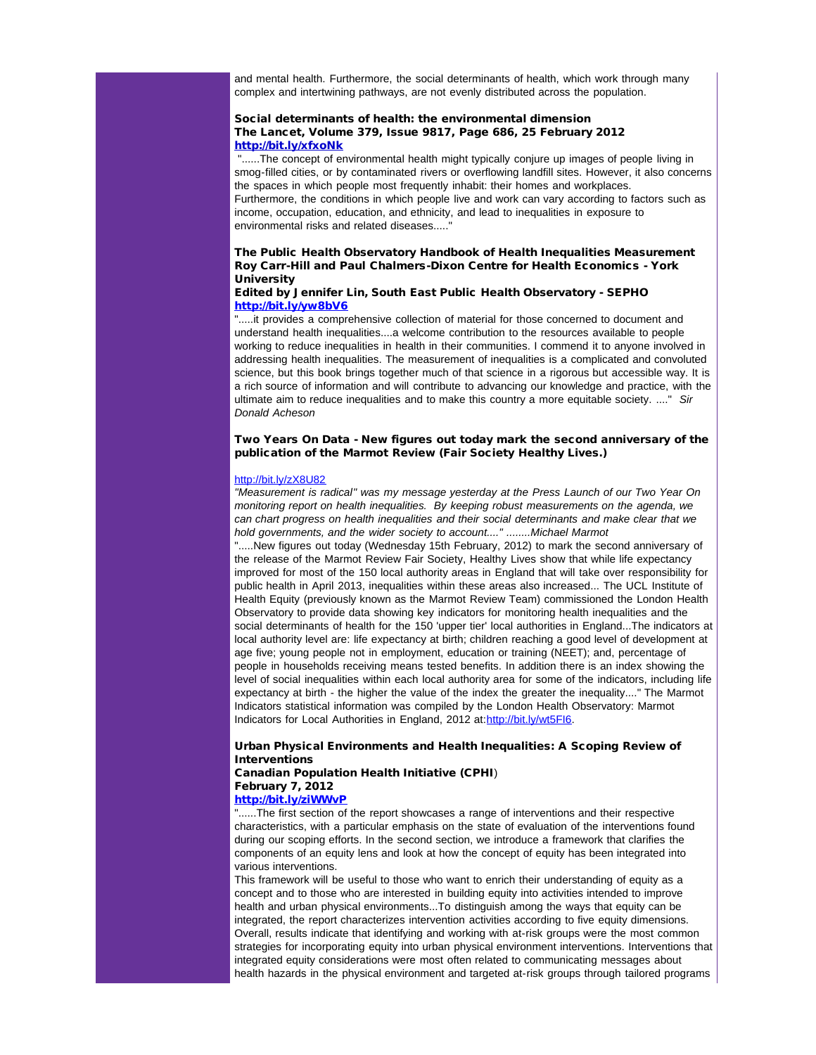and mental health. Furthermore, the social determinants of health, which work through many complex and intertwining pathways, are not evenly distributed across the population.

**Social determinants of health: the environmental dimension**
**The Lancet, Volume 379, Issue 9817, Page 686, 25 February 2012**
**http://bit.ly/xfxoNk**

"......The concept of environmental health might typically conjure up images of people living in smog-filled cities, or by contaminated rivers or overflowing landfill sites. However, it also concerns the spaces in which people most frequently inhabit: their homes and workplaces. Furthermore, the conditions in which people live and work can vary according to factors such as income, occupation, education, and ethnicity, and lead to inequalities in exposure to environmental risks and related diseases....."

**The Public Health Observatory Handbook of Health Inequalities Measurement**
**Roy Carr-Hill and Paul Chalmers-Dixon Centre for Health Economics - York University**
**Edited by Jennifer Lin, South East Public Health Observatory - SEPHO**
**http://bit.ly/yw8bV6**

".....it provides a comprehensive collection of material for those concerned to document and understand health inequalities....a welcome contribution to the resources available to people working to reduce inequalities in health in their communities. I commend it to anyone involved in addressing health inequalities. The measurement of inequalities is a complicated and convoluted science, but this book brings together much of that science in a rigorous but accessible way. It is a rich source of information and will contribute to advancing our knowledge and practice, with the ultimate aim to reduce inequalities and to make this country a more equitable society. ...." *Sir Donald Acheson*

**Two Years On Data - New figures out today mark the second anniversary of the publication of the Marmot Review (Fair Society Healthy Lives.)**

http://bit.ly/zX8U82

*"Measurement is radical" was my message yesterday at the Press Launch of our Two Year On monitoring report on health inequalities. By keeping robust measurements on the agenda, we can chart progress on health inequalities and their social determinants and make clear that we hold governments, and the wider society to account...." ........Michael Marmot*

".....New figures out today (Wednesday 15th February, 2012) to mark the second anniversary of the release of the Marmot Review Fair Society, Healthy Lives show that while life expectancy improved for most of the 150 local authority areas in England that will take over responsibility for public health in April 2013, inequalities within these areas also increased... The UCL Institute of Health Equity (previously known as the Marmot Review Team) commissioned the London Health Observatory to provide data showing key indicators for monitoring health inequalities and the social determinants of health for the 150 'upper tier' local authorities in England...The indicators at local authority level are: life expectancy at birth; children reaching a good level of development at age five; young people not in employment, education or training (NEET); and, percentage of people in households receiving means tested benefits. In addition there is an index showing the level of social inequalities within each local authority area for some of the indicators, including life expectancy at birth - the higher the value of the index the greater the inequality...." The Marmot Indicators statistical information was compiled by the London Health Observatory: Marmot Indicators for Local Authorities in England, 2012 at:http://bit.ly/wt5FI6.

**Urban Physical Environments and Health Inequalities: A Scoping Review of Interventions**
**Canadian Population Health Initiative (CPHI)**
**February 7, 2012**
**http://bit.ly/ziWWvP**

"......The first section of the report showcases a range of interventions and their respective characteristics, with a particular emphasis on the state of evaluation of the interventions found during our scoping efforts. In the second section, we introduce a framework that clarifies the components of an equity lens and look at how the concept of equity has been integrated into various interventions.

This framework will be useful to those who want to enrich their understanding of equity as a concept and to those who are interested in building equity into activities intended to improve health and urban physical environments...To distinguish among the ways that equity can be integrated, the report characterizes intervention activities according to five equity dimensions. Overall, results indicate that identifying and working with at-risk groups were the most common strategies for incorporating equity into urban physical environment interventions. Interventions that integrated equity considerations were most often related to communicating messages about health hazards in the physical environment and targeted at-risk groups through tailored programs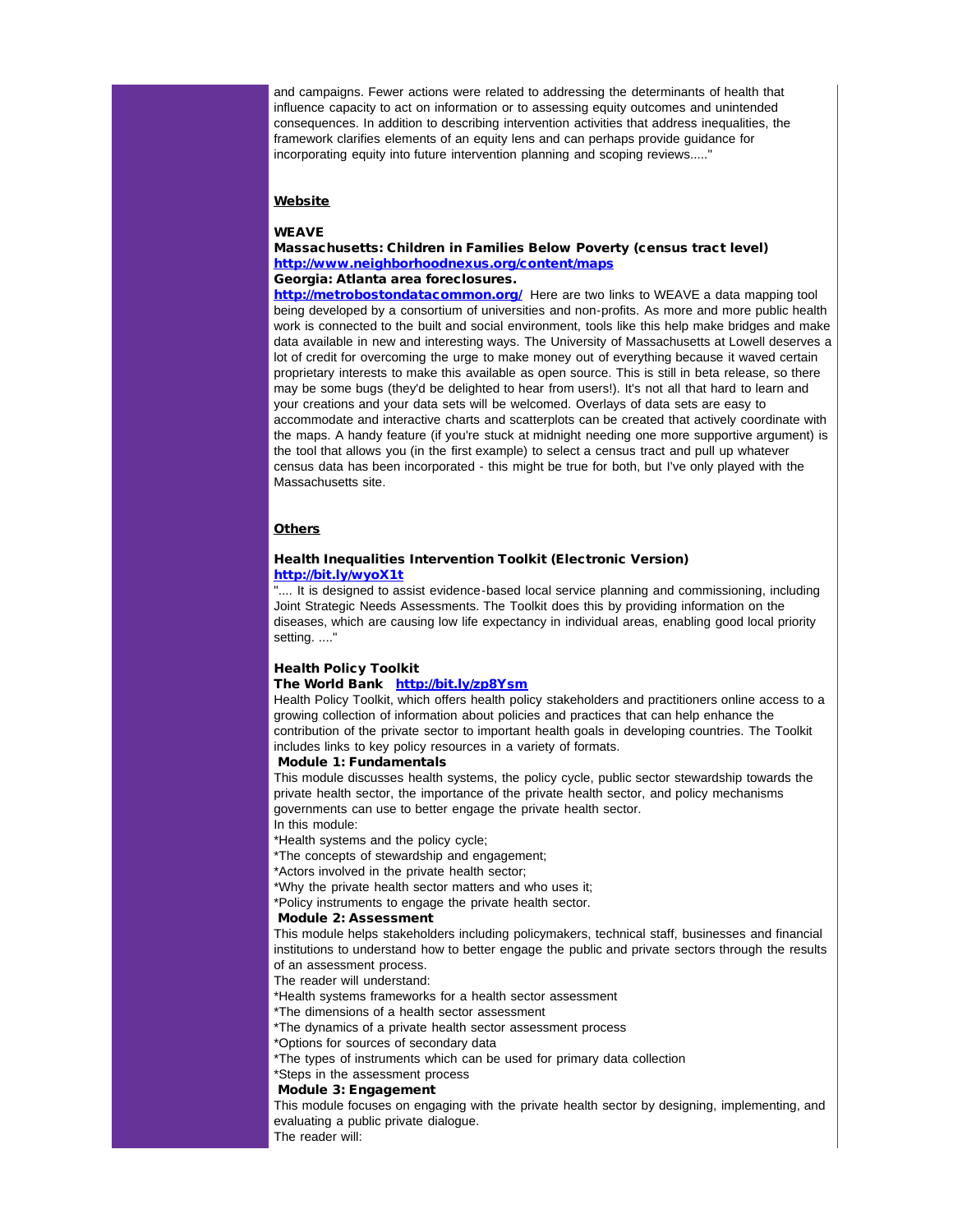and campaigns. Fewer actions were related to addressing the determinants of health that influence capacity to act on information or to assessing equity outcomes and unintended consequences. In addition to describing intervention activities that address inequalities, the framework clarifies elements of an equity lens and can perhaps provide guidance for incorporating equity into future intervention planning and scoping reviews....."

## Website

**WEAVE**

**Massachusetts: Children in Families Below Poverty (census tract level)**
**http://www.neighborhoodnexus.org/content/maps**
**Georgia: Atlanta area foreclosures.**
**http://metrobostondatacommon.org/** Here are two links to WEAVE a data mapping tool being developed by a consortium of universities and non-profits. As more and more public health work is connected to the built and social environment, tools like this help make bridges and make data available in new and interesting ways. The University of Massachusetts at Lowell deserves a lot of credit for overcoming the urge to make money out of everything because it waved certain proprietary interests to make this available as open source. This is still in beta release, so there may be some bugs (they'd be delighted to hear from users!). It's not all that hard to learn and your creations and your data sets will be welcomed. Overlays of data sets are easy to accommodate and interactive charts and scatterplots can be created that actively coordinate with the maps. A handy feature (if you're stuck at midnight needing one more supportive argument) is the tool that allows you (in the first example) to select a census tract and pull up whatever census data has been incorporated - this might be true for both, but I've only played with the Massachusetts site.

## Others

**Health Inequalities Intervention Toolkit (Electronic Version)**
**http://bit.ly/wyoX1t**
".... It is designed to assist evidence-based local service planning and commissioning, including Joint Strategic Needs Assessments. The Toolkit does this by providing information on the diseases, which are causing low life expectancy in individual areas, enabling good local priority setting. ...."

**Health Policy Toolkit**
**The World Bank** **http://bit.ly/zp8Ysm**
Health Policy Toolkit, which offers health policy stakeholders and practitioners online access to a growing collection of information about policies and practices that can help enhance the contribution of the private sector to important health goals in developing countries. The Toolkit includes links to key policy resources in a variety of formats.

**Module 1: Fundamentals**
This module discusses health systems, the policy cycle, public sector stewardship towards the private health sector, the importance of the private health sector, and policy mechanisms governments can use to better engage the private health sector.
In this module:
*Health systems and the policy cycle;
*The concepts of stewardship and engagement;
*Actors involved in the private health sector;
*Why the private health sector matters and who uses it;
*Policy instruments to engage the private health sector.

**Module 2: Assessment**
This module helps stakeholders including policymakers, technical staff, businesses and financial institutions to understand how to better engage the public and private sectors through the results of an assessment process.
The reader will understand:
*Health systems frameworks for a health sector assessment
*The dimensions of a health sector assessment
*The dynamics of a private health sector assessment process
*Options for sources of secondary data
*The types of instruments which can be used for primary data collection
*Steps in the assessment process

**Module 3: Engagement**
This module focuses on engaging with the private health sector by designing, implementing, and evaluating a public private dialogue.
The reader will: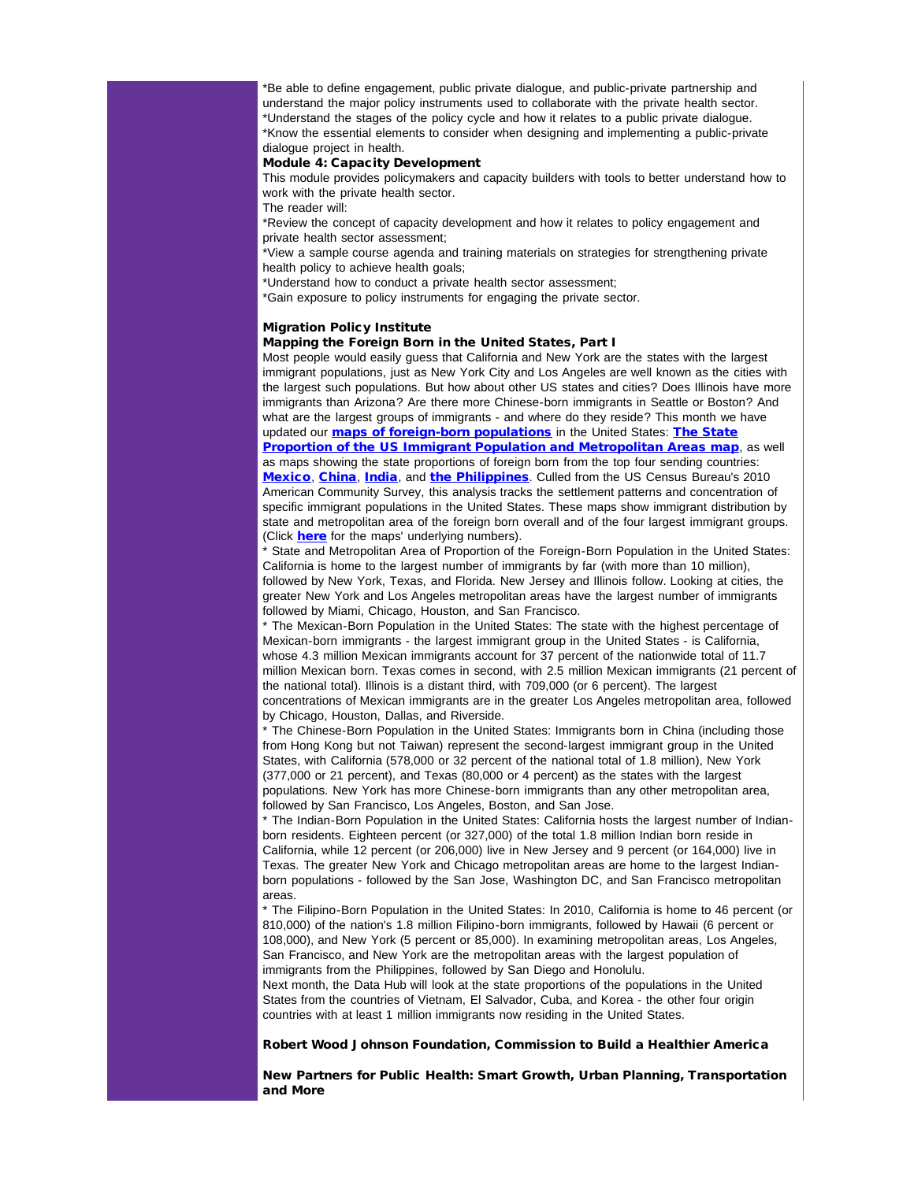*Be able to define engagement, public private dialogue, and public-private partnership and understand the major policy instruments used to collaborate with the private health sector.
*Understand the stages of the policy cycle and how it relates to a public private dialogue.
*Know the essential elements to consider when designing and implementing a public-private dialogue project in health.

**Module 4: Capacity Development**

This module provides policymakers and capacity builders with tools to better understand how to work with the private health sector.

The reader will:

*Review the concept of capacity development and how it relates to policy engagement and private health sector assessment;
*View a sample course agenda and training materials on strategies for strengthening private health policy to achieve health goals;
*Understand how to conduct a private health sector assessment;
*Gain exposure to policy instruments for engaging the private sector.

**Migration Policy Institute**

**Mapping the Foreign Born in the United States, Part I**

Most people would easily guess that California and New York are the states with the largest immigrant populations, just as New York City and Los Angeles are well known as the cities with the largest such populations. But how about other US states and cities? Does Illinois have more immigrants than Arizona? Are there more Chinese-born immigrants in Seattle or Boston? And what are the largest groups of immigrants - and where do they reside? This month we have updated our **maps of foreign-born populations** in the United States: **The State Proportion of the US Immigrant Population and Metropolitan Areas map**, as well as maps showing the state proportions of foreign born from the top four sending countries: **Mexico**, **China**, **India**, and **the Philippines**. Culled from the US Census Bureau's 2010 American Community Survey, this analysis tracks the settlement patterns and concentration of specific immigrant populations in the United States. These maps show immigrant distribution by state and metropolitan area of the foreign born overall and of the four largest immigrant groups. (Click **here** for the maps' underlying numbers).

* State and Metropolitan Area of Proportion of the Foreign-Born Population in the United States: California is home to the largest number of immigrants by far (with more than 10 million), followed by New York, Texas, and Florida. New Jersey and Illinois follow. Looking at cities, the greater New York and Los Angeles metropolitan areas have the largest number of immigrants followed by Miami, Chicago, Houston, and San Francisco.

* The Mexican-Born Population in the United States: The state with the highest percentage of Mexican-born immigrants - the largest immigrant group in the United States - is California, whose 4.3 million Mexican immigrants account for 37 percent of the nationwide total of 11.7 million Mexican born. Texas comes in second, with 2.5 million Mexican immigrants (21 percent of the national total). Illinois is a distant third, with 709,000 (or 6 percent). The largest concentrations of Mexican immigrants are in the greater Los Angeles metropolitan area, followed by Chicago, Houston, Dallas, and Riverside.

* The Chinese-Born Population in the United States: Immigrants born in China (including those from Hong Kong but not Taiwan) represent the second-largest immigrant group in the United States, with California (578,000 or 32 percent of the national total of 1.8 million), New York (377,000 or 21 percent), and Texas (80,000 or 4 percent) as the states with the largest populations. New York has more Chinese-born immigrants than any other metropolitan area, followed by San Francisco, Los Angeles, Boston, and San Jose.

* The Indian-Born Population in the United States: California hosts the largest number of Indian-born residents. Eighteen percent (or 327,000) of the total 1.8 million Indian born reside in California, while 12 percent (or 206,000) live in New Jersey and 9 percent (or 164,000) live in Texas. The greater New York and Chicago metropolitan areas are home to the largest Indian-born populations - followed by the San Jose, Washington DC, and San Francisco metropolitan areas.

* The Filipino-Born Population in the United States: In 2010, California is home to 46 percent (or 810,000) of the nation's 1.8 million Filipino-born immigrants, followed by Hawaii (6 percent or 108,000), and New York (5 percent or 85,000). In examining metropolitan areas, Los Angeles, San Francisco, and New York are the metropolitan areas with the largest population of immigrants from the Philippines, followed by San Diego and Honolulu.

Next month, the Data Hub will look at the state proportions of the populations in the United States from the countries of Vietnam, El Salvador, Cuba, and Korea - the other four origin countries with at least 1 million immigrants now residing in the United States.

**Robert Wood Johnson Foundation, Commission to Build a Healthier America**

**New Partners for Public Health: Smart Growth, Urban Planning, Transportation and More**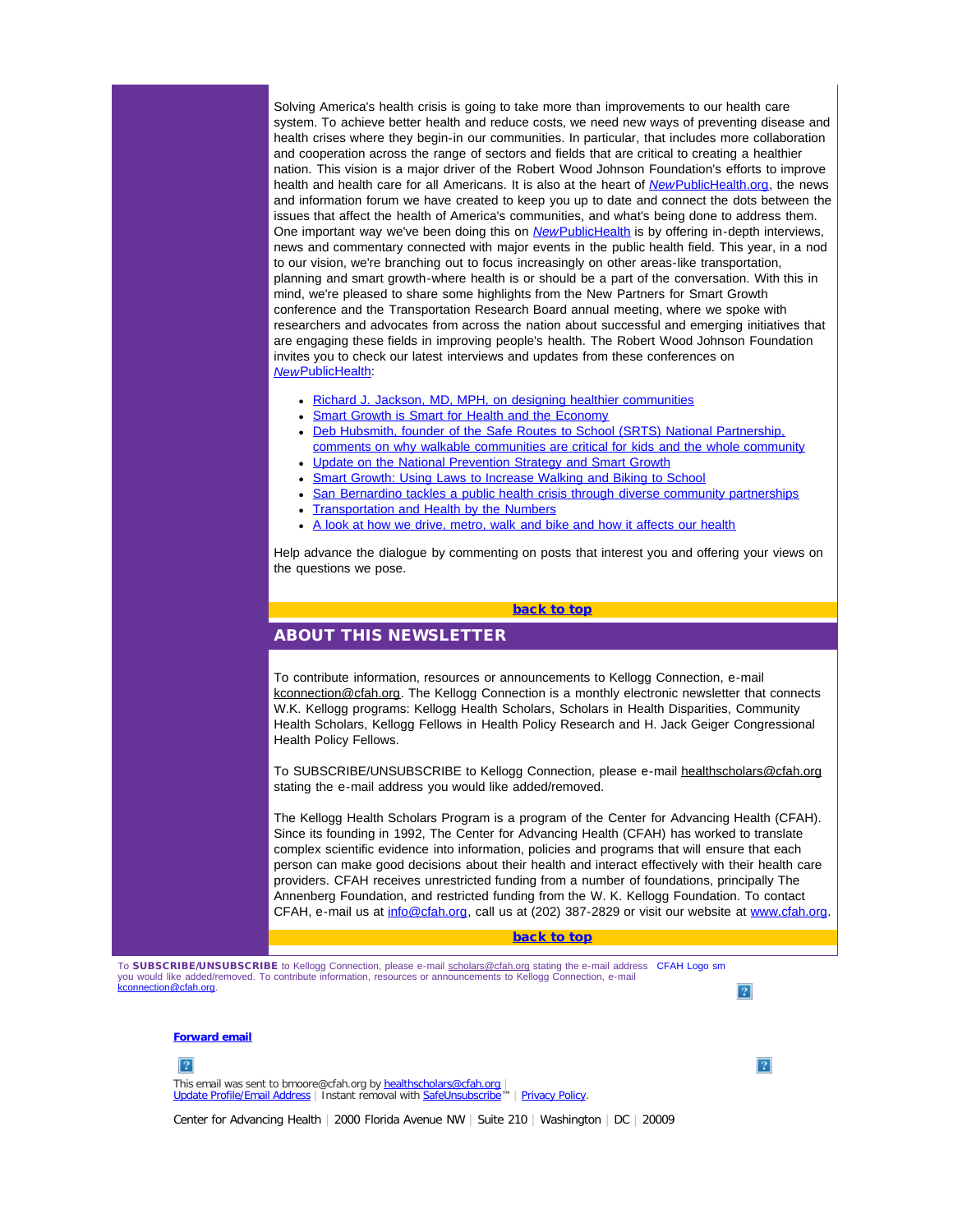Solving America's health crisis is going to take more than improvements to our health care system. To achieve better health and reduce costs, we need new ways of preventing disease and health crises where they begin-in our communities. In particular, that includes more collaboration and cooperation across the range of sectors and fields that are critical to creating a healthier nation. This vision is a major driver of the Robert Wood Johnson Foundation's efforts to improve health and health care for all Americans. It is also at the heart of *New*PublicHealth.org, the news and information forum we have created to keep you up to date and connect the dots between the issues that affect the health of America's communities, and what's being done to address them. One important way we've been doing this on *New*PublicHealth is by offering in-depth interviews, news and commentary connected with major events in the public health field. This year, in a nod to our vision, we're branching out to focus increasingly on other areas-like transportation, planning and smart growth-where health is or should be a part of the conversation. With this in mind, we're pleased to share some highlights from the New Partners for Smart Growth conference and the Transportation Research Board annual meeting, where we spoke with researchers and advocates from across the nation about successful and emerging initiatives that are engaging these fields in improving people's health. The Robert Wood Johnson Foundation invites you to check our latest interviews and updates from these conferences on *New*PublicHealth:

- Richard J. Jackson, MD, MPH, on designing healthier communities
- Smart Growth is Smart for Health and the Economy
- Deb Hubsmith, founder of the Safe Routes to School (SRTS) National Partnership, comments on why walkable communities are critical for kids and the whole community
- Update on the National Prevention Strategy and Smart Growth
- Smart Growth: Using Laws to Increase Walking and Biking to School
- San Bernardino tackles a public health crisis through diverse community partnerships
- Transportation and Health by the Numbers
- A look at how we drive, metro, walk and bike and how it affects our health

Help advance the dialogue by commenting on posts that interest you and offering your views on the questions we pose.

**back to top**

## ABOUT THIS NEWSLETTER

To contribute information, resources or announcements to Kellogg Connection, e-mail kconnection@cfah.org. The Kellogg Connection is a monthly electronic newsletter that connects W.K. Kellogg programs: Kellogg Health Scholars, Scholars in Health Disparities, Community Health Scholars, Kellogg Fellows in Health Policy Research and H. Jack Geiger Congressional Health Policy Fellows.

To SUBSCRIBE/UNSUBSCRIBE to Kellogg Connection, please e-mail healthscholars@cfah.org stating the e-mail address you would like added/removed.

The Kellogg Health Scholars Program is a program of the Center for Advancing Health (CFAH). Since its founding in 1992, The Center for Advancing Health (CFAH) has worked to translate complex scientific evidence into information, policies and programs that will ensure that each person can make good decisions about their health and interact effectively with their health care providers. CFAH receives unrestricted funding from a number of foundations, principally The Annenberg Foundation, and restricted funding from the W. K. Kellogg Foundation. To contact CFAH, e-mail us at info@cfah.org, call us at (202) 387-2829 or visit our website at www.cfah.org.

**back to top**

To **SUBSCRIBE/UNSUBSCRIBE** to Kellogg Connection, please e-mail scholars@cfah.org stating the e-mail address you would like added/removed. To contribute information, resources or announcements to Kellogg Connection, e-mail kconnection@cfah.org.

CFAH Logo sm

**Forward email**

This email was sent to bmoore@cfah.org by healthscholars@cfah.org | Update Profile/Email Address | Instant removal with SafeUnsubscribe™ | Privacy Policy.

Center for Advancing Health | 2000 Florida Avenue NW | Suite 210 | Washington | DC | 20009